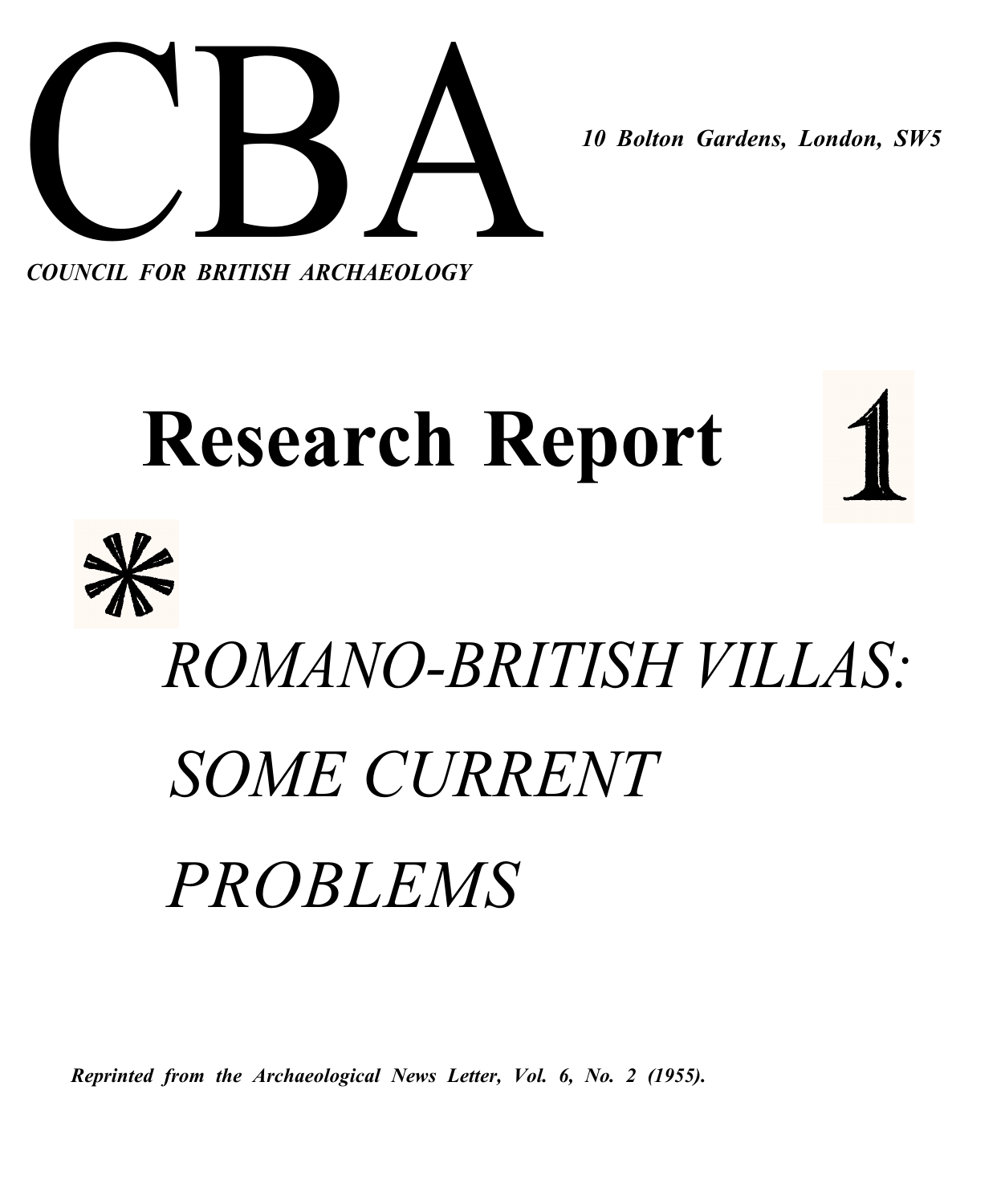# CBA

*10 Bolton Gardens, London, SW5*

***COUNCIL FOR BRITISH ARCHAEOLOGY***

# Research Report 1

*

## *ROMANO-BRITISH VILLAS: SOME CURRENT PROBLEMS*

***Reprinted from the Archaeological News Letter, Vol. 6, No. 2 (1955).***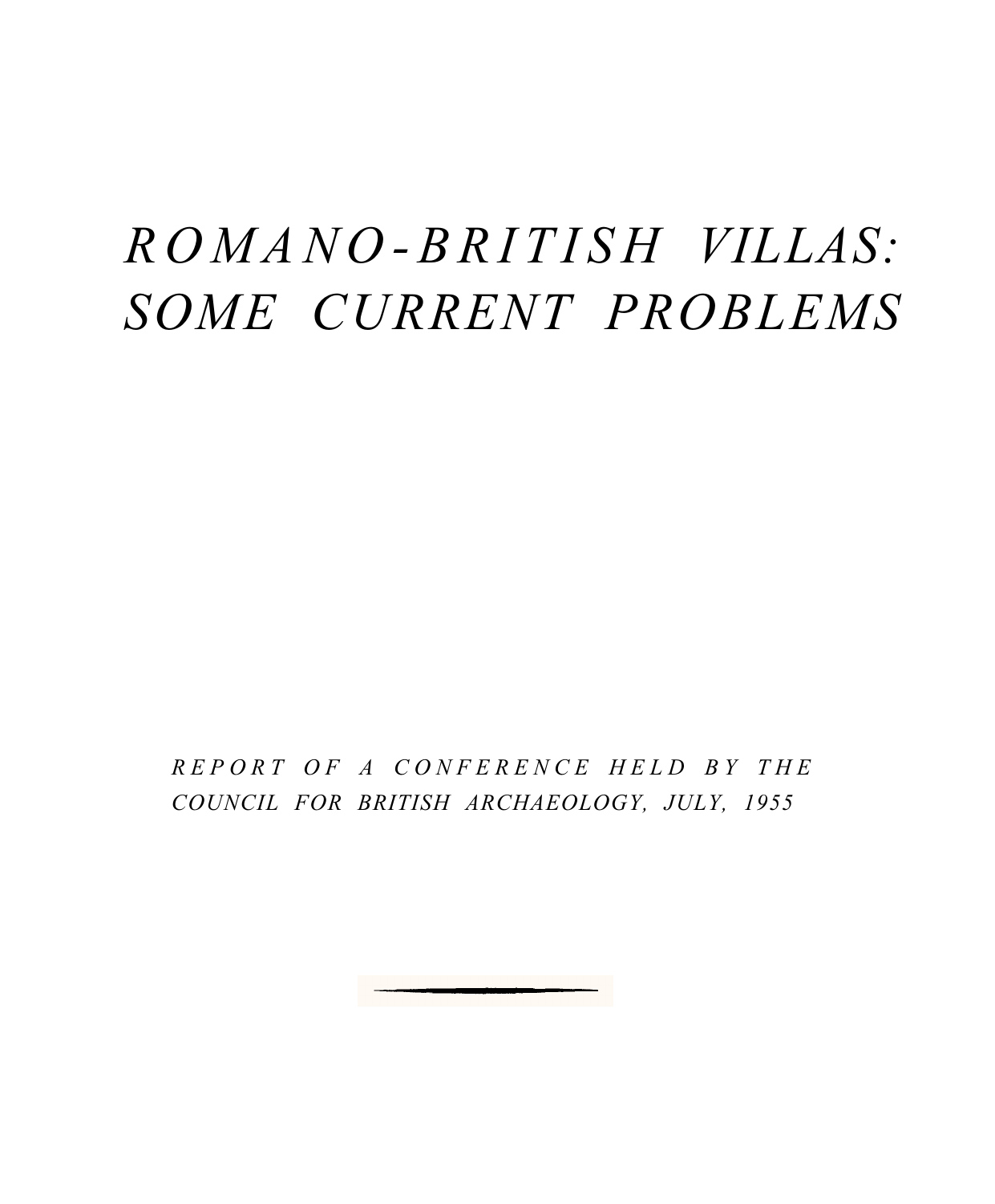# *ROMANO-BRITISH VILLAS: SOME CURRENT PROBLEMS*

*REPORT OF A CONFERENCE HELD BY THE COUNCIL FOR BRITISH ARCHAEOLOGY, JULY, 1955*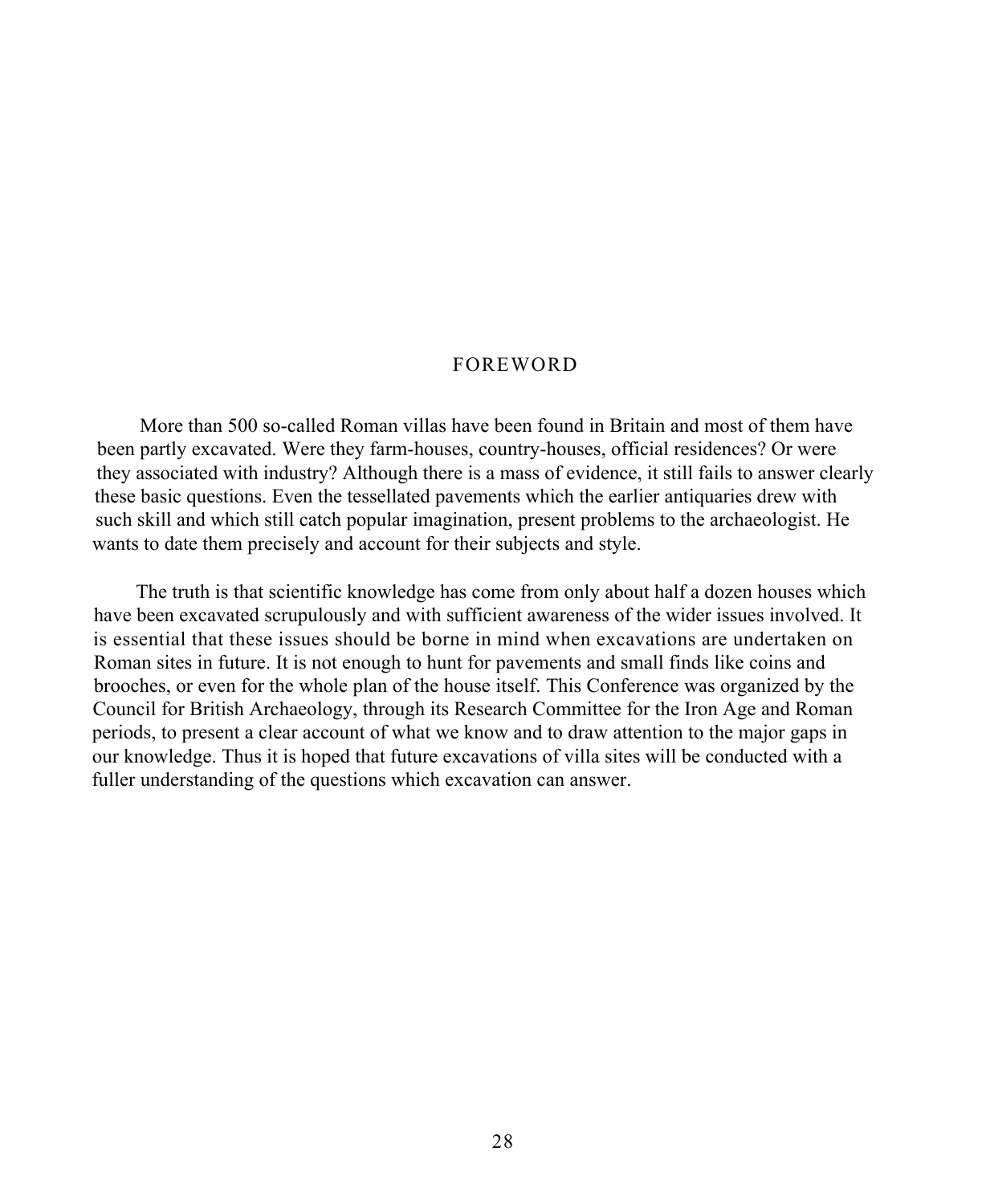# FOREWORD

More than 500 so-called Roman villas have been found in Britain and most of them have been partly excavated. Were they farm-houses, country-houses, official residences? Or were they associated with industry? Although there is a mass of evidence, it still fails to answer clearly these basic questions. Even the tessellated pavements which the earlier antiquaries drew with such skill and which still catch popular imagination, present problems to the archaeologist. He wants to date them precisely and account for their subjects and style.

The truth is that scientific knowledge has come from only about half a dozen houses which have been excavated scrupulously and with sufficient awareness of the wider issues involved. It is essential that these issues should be borne in mind when excavations are undertaken on Roman sites in future. It is not enough to hunt for pavements and small finds like coins and brooches, or even for the whole plan of the house itself. This Conference was organized by the Council for British Archaeology, through its Research Committee for the Iron Age and Roman periods, to present a clear account of what we know and to draw attention to the major gaps in our knowledge. Thus it is hoped that future excavations of villa sites will be conducted with a fuller understanding of the questions which excavation can answer.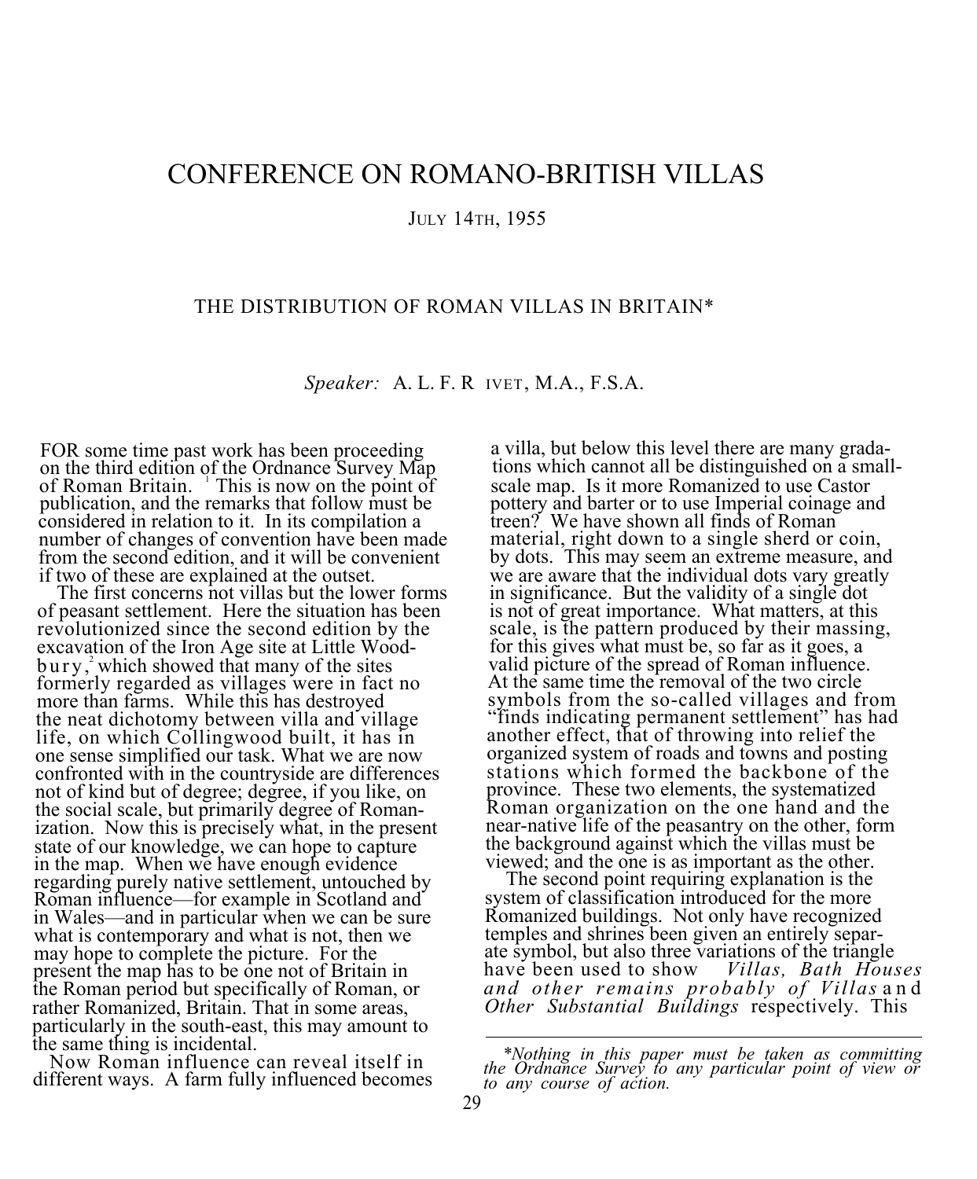# CONFERENCE ON ROMANO-BRITISH VILLAS

JULY 14TH, 1955

## THE DISTRIBUTION OF ROMAN VILLAS IN BRITAIN*

*Speaker:* A. L. F. RIVET, M.A., F.S.A.

FOR some time past work has been proceeding on the third edition of the Ordnance Survey Map of Roman Britain.[1] This is now on the point of publication, and the remarks that follow must be considered in relation to it. In its compilation a number of changes of convention have been made from the second edition, and it will be convenient if two of these are explained at the outset.

The first concerns not villas but the lower forms of peasant settlement. Here the situation has been revolutionized since the second edition by the excavation of the Iron Age site at Little Woodbury,[2] which showed that many of the sites formerly regarded as villages were in fact no more than farms. While this has destroyed the neat dichotomy between villa and village life, on which Collingwood built, it has in one sense simplified our task. What we are now confronted with in the countryside are differences not of kind but of degree; degree, if you like, on the social scale, but primarily degree of Romanization. Now this is precisely what, in the present state of our knowledge, we can hope to capture in the map. When we have enough evidence regarding purely native settlement, untouched by Roman influence—for example in Scotland and in Wales—and in particular when we can be sure what is contemporary and what is not, then we may hope to complete the picture. For the present the map has to be one not of Britain in the Roman period but specifically of Roman, or rather Romanized, Britain. That in some areas, particularly in the south-east, this may amount to the same thing is incidental.

Now Roman influence can reveal itself in different ways. A farm fully influenced becomes a villa, but below this level there are many gradations which cannot all be distinguished on a small-scale map. Is it more Romanized to use Castor pottery and barter or to use Imperial coinage and treen? We have shown all finds of Roman material, right down to a single sherd or coin, by dots. This may seem an extreme measure, and we are aware that the individual dots vary greatly in significance. But the validity of a single dot is not of great importance. What matters, at this scale, is the pattern produced by their massing, for this gives what must be, so far as it goes, a valid picture of the spread of Roman influence. At the same time the removal of the two circle symbols from the so-called villages and from "finds indicating permanent settlement" has had another effect, that of throwing into relief the organized system of roads and towns and posting stations which formed the backbone of the province. These two elements, the systematized Roman organization on the one hand and the near-native life of the peasantry on the other, form the background against which the villas must be viewed; and the one is as important as the other.

The second point requiring explanation is the system of classification introduced for the more Romanized buildings. Not only have recognized temples and shrines been given an entirely separate symbol, but also three variations of the triangle have been used to show *Villas, Bath Houses and other remains probably of Villas* and *Other Substantial Buildings* respectively. This

*\*Nothing in this paper must be taken as committing the Ordnance Survey to any particular point of view or to any course of action.*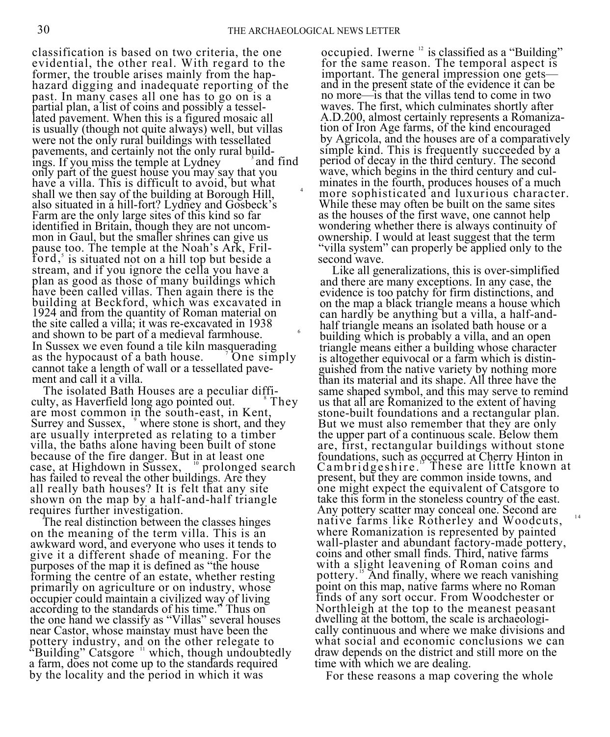classification is based on two criteria, the one evidential, the other real. With regard to the former, the trouble arises mainly from the haphazard digging and inadequate reporting of the past. In many cases all one has to go on is a partial plan, a list of coins and possibly a tessellated pavement. When this is a figured mosaic all is usually (though not quite always) well, but villas were not the only rural buildings with tessellated pavements, and certainly not the only rural buildings. If you miss the temple at Lydney [3] and find only part of the guest house you may say that you have a villa. This is difficult to avoid, but what shall we then say of the building at Borough Hill, [4] also situated in a hill-fort? Lydney and Gosbeck's Farm are the only large sites of this kind so far identified in Britain, though they are not uncommon in Gaul, but the smaller shrines can give us pause too. The temple at the Noah's Ark, Frilford,[5] is situated not on a hill top but beside a stream, and if you ignore the cella you have a plan as good as those of many buildings which have been called villas. Then again there is the building at Beckford, which was excavated in 1924 and from the quantity of Roman material on the site called a villa; it was re-excavated in 1938 and shown to be part of a medieval farmhouse. [6] In Sussex we even found a tile kiln masquerading as the hypocaust of a bath house. [7] One simply cannot take a length of wall or a tessellated pavement and call it a villa.

The isolated Bath Houses are a peculiar difficulty, as Haverfield long ago pointed out. [8] They are most common in the south-east, in Kent, Surrey and Sussex, [9] where stone is short, and they are usually interpreted as relating to a timber villa, the baths alone having been built of stone because of the fire danger. But in at least one case, at Highdown in Sussex, [10] prolonged search has failed to reveal the other buildings. Are they all really bath houses? It is felt that any site shown on the map by a half-and-half triangle requires further investigation.

The real distinction between the classes hinges on the meaning of the term villa. This is an awkward word, and everyone who uses it tends to give it a different shade of meaning. For the purposes of the map it is defined as "the house forming the centre of an estate, whether resting primarily on agriculture or on industry, whose occupier could maintain a civilized way of living according to the standards of his time." Thus on the one hand we classify as "Villas" several houses near Castor, whose mainstay must have been the pottery industry, and on the other relegate to "Building" Catsgore [11] which, though undoubtedly a farm, does not come up to the standards required by the locality and the period in which it was occupied. Iwerne [12] is classified as a "Building" for the same reason. The temporal aspect is important. The general impression one gets—and in the present state of the evidence it can be no more—is that the villas tend to come in two waves. The first, which culminates shortly after A.D.200, almost certainly represents a Romanization of Iron Age farms, of the kind encouraged by Agricola, and the houses are of a comparatively simple kind. This is frequently succeeded by a period of decay in the third century. The second wave, which begins in the third century and culminates in the fourth, produces houses of a much more sophisticated and luxurious character. While these may often be built on the same sites as the houses of the first wave, one cannot help wondering whether there is always continuity of ownership. I would at least suggest that the term "villa system" can properly be applied only to the second wave.

Like all generalizations, this is over-simplified and there are many exceptions. In any case, the evidence is too patchy for firm distinctions, and on the map a black triangle means a house which can hardly be anything but a villa, a half-and-half triangle means an isolated bath house or a building which is probably a villa, and an open triangle means either a building whose character is altogether equivocal or a farm which is distinguished from the native variety by nothing more than its material and its shape. All three have the same shaped symbol, and this may serve to remind us that all are Romanized to the extent of having stone-built foundations and a rectangular plan. But we must also remember that they are only the upper part of a continuous scale. Below them are, first, rectangular buildings without stone foundations, such as occurred at Cherry Hinton in Cambridgeshire.[13] These are little known at present, but they are common inside towns, and one might expect the equivalent of Catsgore to take this form in the stoneless country of the east. Any pottery scatter may conceal one. Second are native farms like Rotherley and Woodcuts, [14] where Romanization is represented by painted wall-plaster and abundant factory-made pottery, coins and other small finds. Third, native farms with a slight leavening of Roman coins and pottery.[15] And finally, where we reach vanishing point on this map, native farms where no Roman finds of any sort occur. From Woodchester or Northleigh at the top to the meanest peasant dwelling at the bottom, the scale is archaeologically continuous and where we make divisions and what social and economic conclusions we can draw depends on the district and still more on the time with which we are dealing.

For these reasons a map covering the whole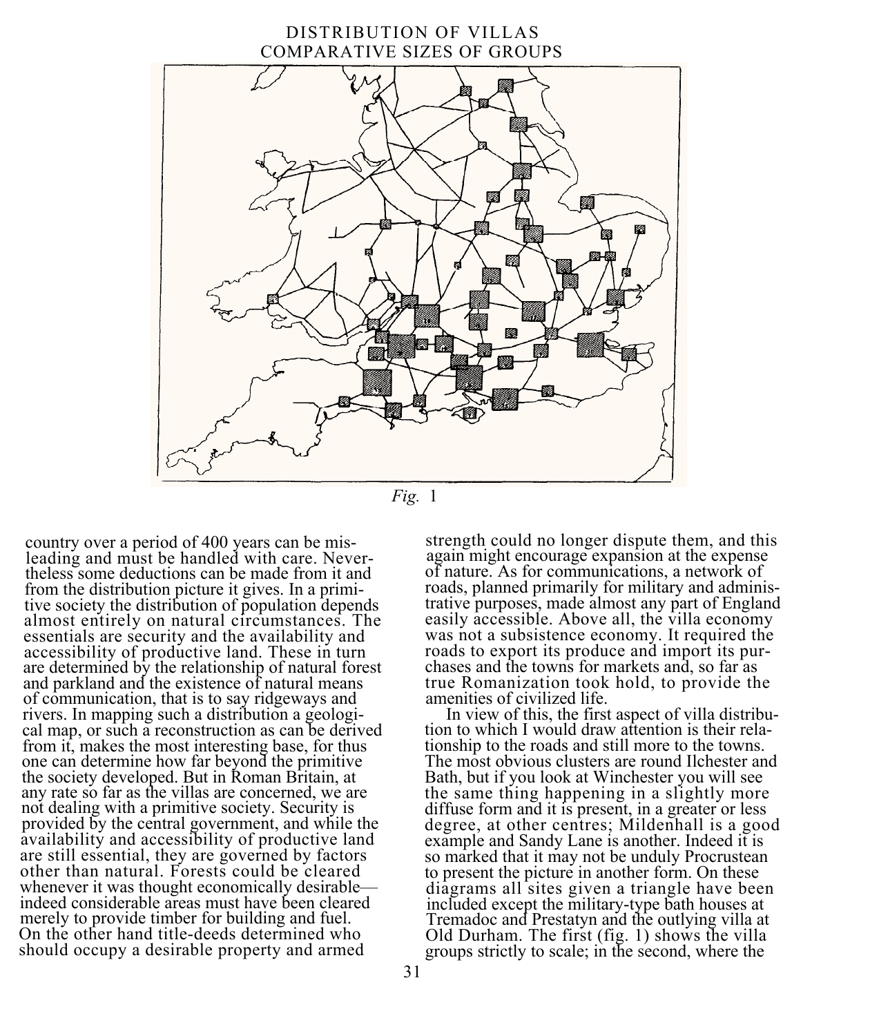DISTRIBUTION OF VILLAS
COMPARATIVE SIZES OF GROUPS

*Fig.* 1

country over a period of 400 years can be misleading and must be handled with care. Nevertheless some deductions can be made from it and from the distribution picture it gives. In a primitive society the distribution of population depends almost entirely on natural circumstances. The essentials are security and the availability and accessibility of productive land. These in turn are determined by the relationship of natural forest and parkland and the existence of natural means of communication, that is to say ridgeways and rivers. In mapping such a distribution a geological map, or such a reconstruction as can be derived from it, makes the most interesting base, for thus one can determine how far beyond the primitive the society developed. But in Roman Britain, at any rate so far as the villas are concerned, we are not dealing with a primitive society. Security is provided by the central government, and while the availability and accessibility of productive land are still essential, they are governed by factors other than natural. Forests could be cleared whenever it was thought economically desirable—indeed considerable areas must have been cleared merely to provide timber for building and fuel. On the other hand title-deeds determined who should occupy a desirable property and armed strength could no longer dispute them, and this again might encourage expansion at the expense of nature. As for communications, a network of roads, planned primarily for military and administrative purposes, made almost any part of England easily accessible. Above all, the villa economy was not a subsistence economy. It required the roads to export its produce and import its purchases and the towns for markets and, so far as true Romanization took hold, to provide the amenities of civilized life.

In view of this, the first aspect of villa distribution to which I would draw attention is their relationship to the roads and still more to the towns. The most obvious clusters are round Ilchester and Bath, but if you look at Winchester you will see the same thing happening in a slightly more diffuse form and it is present, in a greater or less degree, at other centres; Mildenhall is a good example and Sandy Lane is another. Indeed it is so marked that it may not be unduly Procrustean to present the picture in another form. On these diagrams all sites given a triangle have been included except the military-type bath houses at Tremadoc and Prestatyn and the outlying villa at Old Durham. The first (fig. 1) shows the villa groups strictly to scale; in the second, where the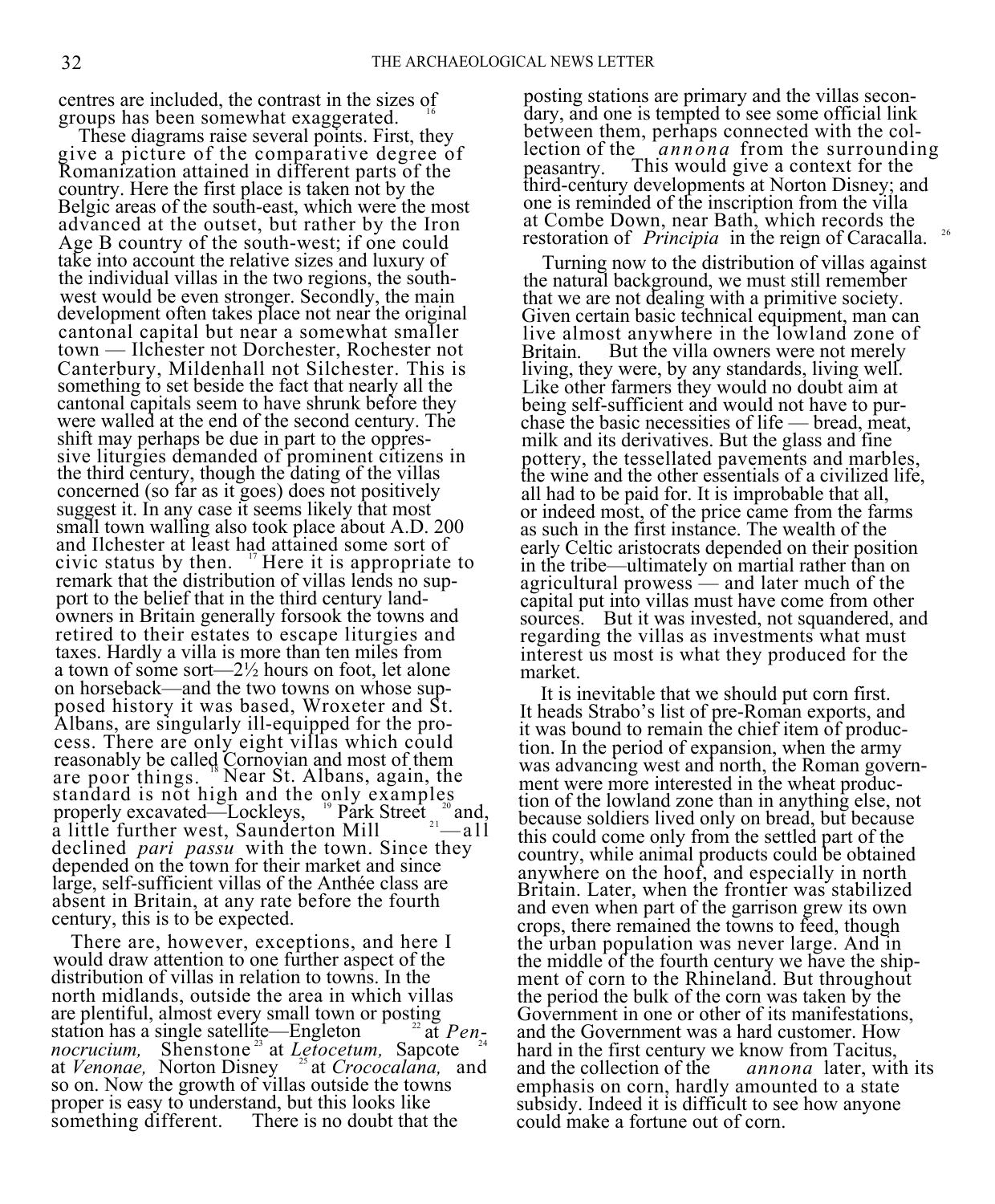centres are included, the contrast in the sizes of groups has been somewhat exaggerated.[16]

These diagrams raise several points. First, they give a picture of the comparative degree of Romanization attained in different parts of the country. Here the first place is taken not by the Belgic areas of the south-east, which were the most advanced at the outset, but rather by the Iron Age B country of the south-west; if one could take into account the relative sizes and luxury of the individual villas in the two regions, the south-west would be even stronger. Secondly, the main development often takes place not near the original cantonal capital but near a somewhat smaller town — Ilchester not Dorchester, Rochester not Canterbury, Mildenhall not Silchester. This is something to set beside the fact that nearly all the cantonal capitals seem to have shrunk before they were walled at the end of the second century. The shift may perhaps be due in part to the oppressive liturgies demanded of prominent citizens in the third century, though the dating of the villas concerned (so far as it goes) does not positively suggest it. In any case it seems likely that most small town walling also took place about A.D. 200 and Ilchester at least had attained some sort of civic status by then.[17] Here it is appropriate to remark that the distribution of villas lends no support to the belief that in the third century landowners in Britain generally forsook the towns and retired to their estates to escape liturgies and taxes. Hardly a villa is more than ten miles from a town of some sort—2½ hours on foot, let alone on horseback—and the two towns on whose supposed history it was based, Wroxeter and St. Albans, are singularly ill-equipped for the process. There are only eight villas which could reasonably be called Cornovian and most of them are poor things.[18] Near St. Albans, again, the standard is not high and the only examples properly excavated—Lockleys,[19] Park Street[20] and, a little further west, Saunderton Mill[21]—all declined *pari passu* with the town. Since they depended on the town for their market and since large, self-sufficient villas of the Anthée class are absent in Britain, at any rate before the fourth century, this is to be expected.

There are, however, exceptions, and here I would draw attention to one further aspect of the distribution of villas in relation to towns. In the north midlands, outside the area in which villas are plentiful, almost every small town or posting station has a single satellite—Engleton[22] at *Pennocrucium,* Shenstone[23] at *Letocetum,* Sapcote[24] at *Venonae,* Norton Disney[25] at *Crococalana,* and so on. Now the growth of villas outside the towns proper is easy to understand, but this looks like something different. There is no doubt that the posting stations are primary and the villas secondary, and one is tempted to see some official link between them, perhaps connected with the collection of the *annona* from the surrounding peasantry. This would give a context for the third-century developments at Norton Disney; and one is reminded of the inscription from the villa at Combe Down, near Bath, which records the restoration of *Principia* in the reign of Caracalla.[26]

Turning now to the distribution of villas against the natural background, we must still remember that we are not dealing with a primitive society. Given certain basic technical equipment, man can live almost anywhere in the lowland zone of Britain. But the villa owners were not merely living, they were, by any standards, living well. Like other farmers they would no doubt aim at being self-sufficient and would not have to purchase the basic necessities of life — bread, meat, milk and its derivatives. But the glass and fine pottery, the tessellated pavements and marbles, the wine and the other essentials of a civilized life, all had to be paid for. It is improbable that all, or indeed most, of the price came from the farms as such in the first instance. The wealth of the early Celtic aristocrats depended on their position in the tribe—ultimately on martial rather than on agricultural prowess — and later much of the capital put into villas must have come from other sources. But it was invested, not squandered, and regarding the villas as investments what must interest us most is what they produced for the market.

It is inevitable that we should put corn first. It heads Strabo's list of pre-Roman exports, and it was bound to remain the chief item of production. In the period of expansion, when the army was advancing west and north, the Roman government were more interested in the wheat production of the lowland zone than in anything else, not because soldiers lived only on bread, but because this could come only from the settled part of the country, while animal products could be obtained anywhere on the hoof, and especially in north Britain. Later, when the frontier was stabilized and even when part of the garrison grew its own crops, there remained the towns to feed, though the urban population was never large. And in the middle of the fourth century we have the shipment of corn to the Rhineland. But throughout the period the bulk of the corn was taken by the Government in one or other of its manifestations, and the Government was a hard customer. How hard in the first century we know from Tacitus, and the collection of the *annona* later, with its emphasis on corn, hardly amounted to a state subsidy. Indeed it is difficult to see how anyone could make a fortune out of corn.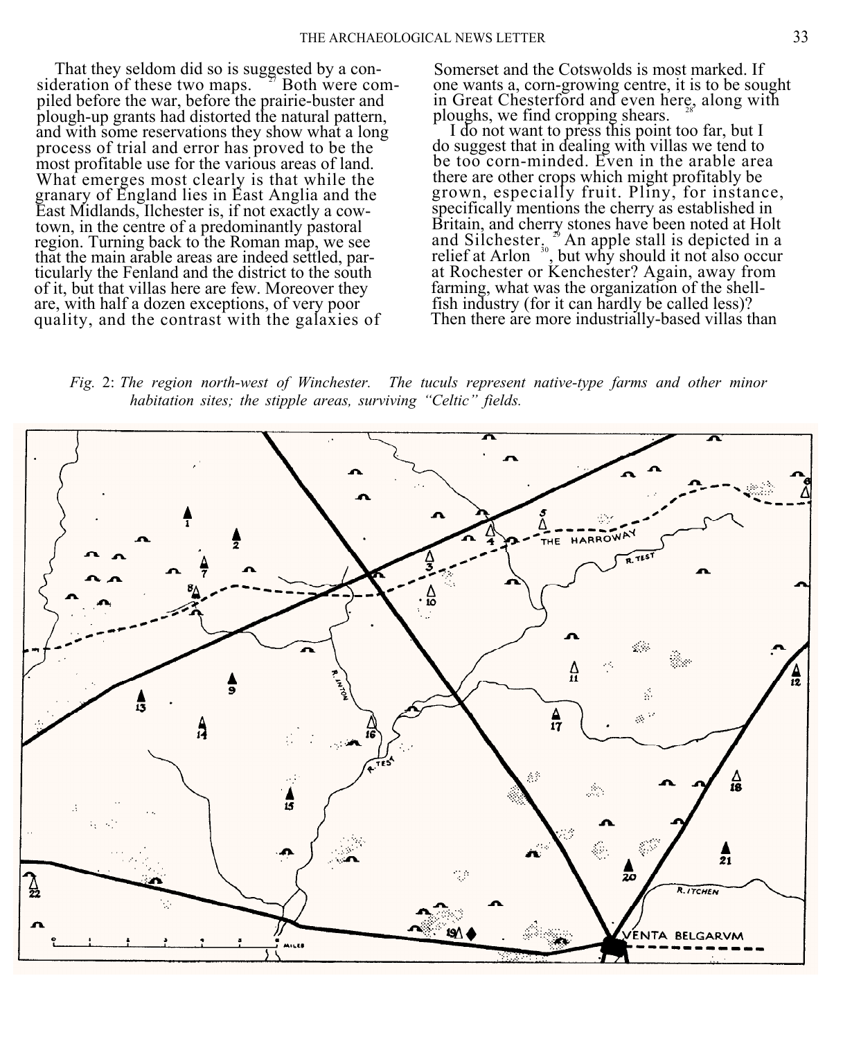That they seldom did so is suggested by a consideration of these two maps.[27] Both were compiled before the war, before the prairie-buster and plough-up grants had distorted the natural pattern, and with some reservations they show what a long process of trial and error has proved to be the most profitable use for the various areas of land. What emerges most clearly is that while the granary of England lies in East Anglia and the East Midlands, Ilchester is, if not exactly a cow-town, in the centre of a predominantly pastoral region. Turning back to the Roman map, we see that the main arable areas are indeed settled, particularly the Fenland and the district to the south of it, but that villas here are few. Moreover they are, with half a dozen exceptions, of very poor quality, and the contrast with the galaxies of Somerset and the Cotswolds is most marked. If one wants a, corn-growing centre, it is to be sought in Great Chesterford and even here, along with ploughs, we find cropping shears.[28]

I do not want to press this point too far, but I do suggest that in dealing with villas we tend to be too corn-minded. Even in the arable area there are other crops which might profitably be grown, especially fruit. Pliny, for instance, specifically mentions the cherry as established in Britain, and cherry stones have been noted at Holt and Silchester.[29] An apple stall is depicted in a relief at Arlon[30], but why should it not also occur at Rochester or Kenchester? Again, away from farming, what was the organization of the shell-fish industry (for it can hardly be called less)? Then there are more industrially-based villas than

*Fig.* 2: *The region north-west of Winchester. The tuculs represent native-type farms and other minor habitation sites; the stipple areas, surviving "Celtic" fields.*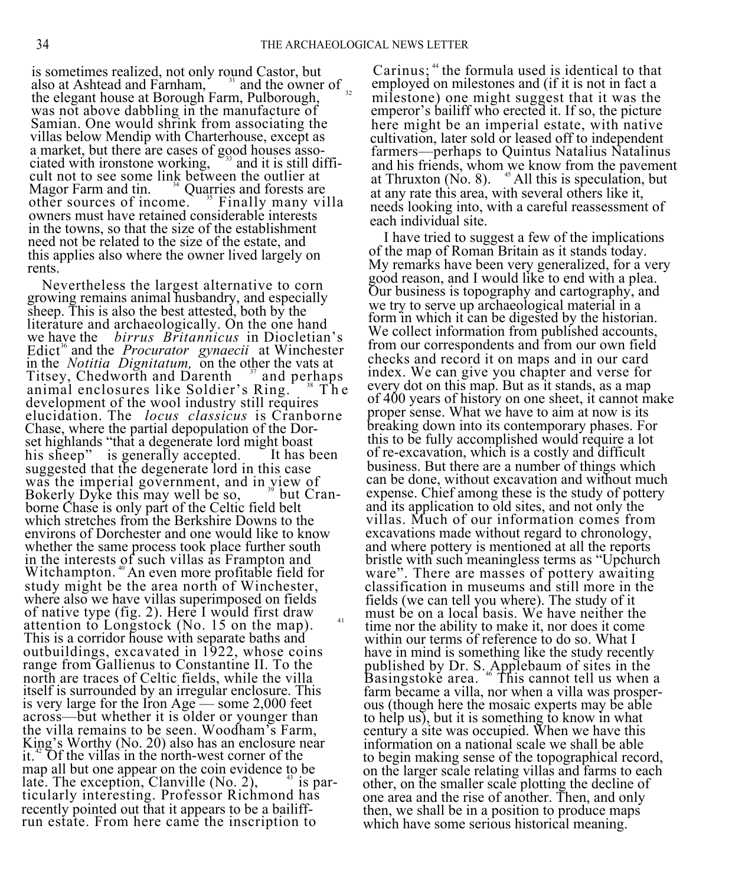is sometimes realized, not only round Castor, but also at Ashtead and Farnham, [31] and the owner of the elegant house at Borough Farm, Pulborough, [32] was not above dabbling in the manufacture of Samian. One would shrink from associating the villas below Mendip with Charterhouse, except as a market, but there are cases of good houses associated with ironstone working, [33] and it is still difficult not to see some link between the outlier at Magor Farm and tin. [34] Quarries and forests are other sources of income. [35] Finally many villa owners must have retained considerable interests in the towns, so that the size of the establishment need not be related to the size of the estate, and this applies also where the owner lived largely on rents.

Nevertheless the largest alternative to corn growing remains animal husbandry, and especially sheep. This is also the best attested, both by the literature and archaeologically. On the one hand we have the *birrus Britannicus* in Diocletian's Edict[36] and the *Procurator gynaecii* at Winchester in the *Notitia Dignitatum,* on the other the vats at Titsey, Chedworth and Darenth [37] and perhaps animal enclosures like Soldier's Ring. [38] The development of the wool industry still requires elucidation. The *locus classicus* is Cranborne Chase, where the partial depopulation of the Dorset highlands "that a degenerate lord might boast his sheep" is generally accepted. It has been suggested that the degenerate lord in this case was the imperial government, and in view of Bokerly Dyke this may well be so, [39] but Cranborne Chase is only part of the Celtic field belt which stretches from the Berkshire Downs to the environs of Dorchester and one would like to know whether the same process took place further south in the interests of such villas as Frampton and Witchampton. [40] An even more profitable field for study might be the area north of Winchester, where also we have villas superimposed on fields of native type (fig. 2). Here I would first draw attention to Longstock (No. 15 on the map). [41] This is a corridor house with separate baths and outbuildings, excavated in 1922, whose coins range from Gallienus to Constantine II. To the north are traces of Celtic fields, while the villa itself is surrounded by an irregular enclosure. This is very large for the Iron Age — some 2,000 feet across—but whether it is older or younger than the villa remains to be seen. Woodham's Farm, King's Worthy (No. 20) also has an enclosure near it.[42] Of the villas in the north-west corner of the map all but one appear on the coin evidence to be late. The exception, Clanville (No. 2), [43] is particularly interesting. Professor Richmond has recently pointed out that it appears to be a bailiff-run estate. From here came the inscription to Carinus; [44] the formula used is identical to that employed on milestones and (if it is not in fact a milestone) one might suggest that it was the emperor's bailiff who erected it. If so, the picture here might be an imperial estate, with native cultivation, later sold or leased off to independent farmers—perhaps to Quintus Natalius Natalinus and his friends, whom we know from the pavement at Thruxton (No. 8). [45] All this is speculation, but at any rate this area, with several others like it, needs looking into, with a careful reassessment of each individual site.

I have tried to suggest a few of the implications of the map of Roman Britain as it stands today. My remarks have been very generalized, for a very good reason, and I would like to end with a plea. Our business is topography and cartography, and we try to serve up archaeological material in a form in which it can be digested by the historian. We collect information from published accounts, from our correspondents and from our own field checks and record it on maps and in our card index. We can give you chapter and verse for every dot on this map. But as it stands, as a map of 400 years of history on one sheet, it cannot make proper sense. What we have to aim at now is its breaking down into its contemporary phases. For this to be fully accomplished would require a lot of re-excavation, which is a costly and difficult business. But there are a number of things which can be done, without excavation and without much expense. Chief among these is the study of pottery and its application to old sites, and not only the villas. Much of our information comes from excavations made without regard to chronology, and where pottery is mentioned at all the reports bristle with such meaningless terms as "Upchurch ware". There are masses of pottery awaiting classification in museums and still more in the fields (we can tell you where). The study of it must be on a local basis. We have neither the time nor the ability to make it, nor does it come within our terms of reference to do so. What I have in mind is something like the study recently published by Dr. S. Applebaum of sites in the Basingstoke area. [46] This cannot tell us when a farm became a villa, nor when a villa was prosperous (though here the mosaic experts may be able to help us), but it is something to know in what century a site was occupied. When we have this information on a national scale we shall be able to begin making sense of the topographical record, on the larger scale relating villas and farms to each other, on the smaller scale plotting the decline of one area and the rise of another. Then, and only then, we shall be in a position to produce maps which have some serious historical meaning.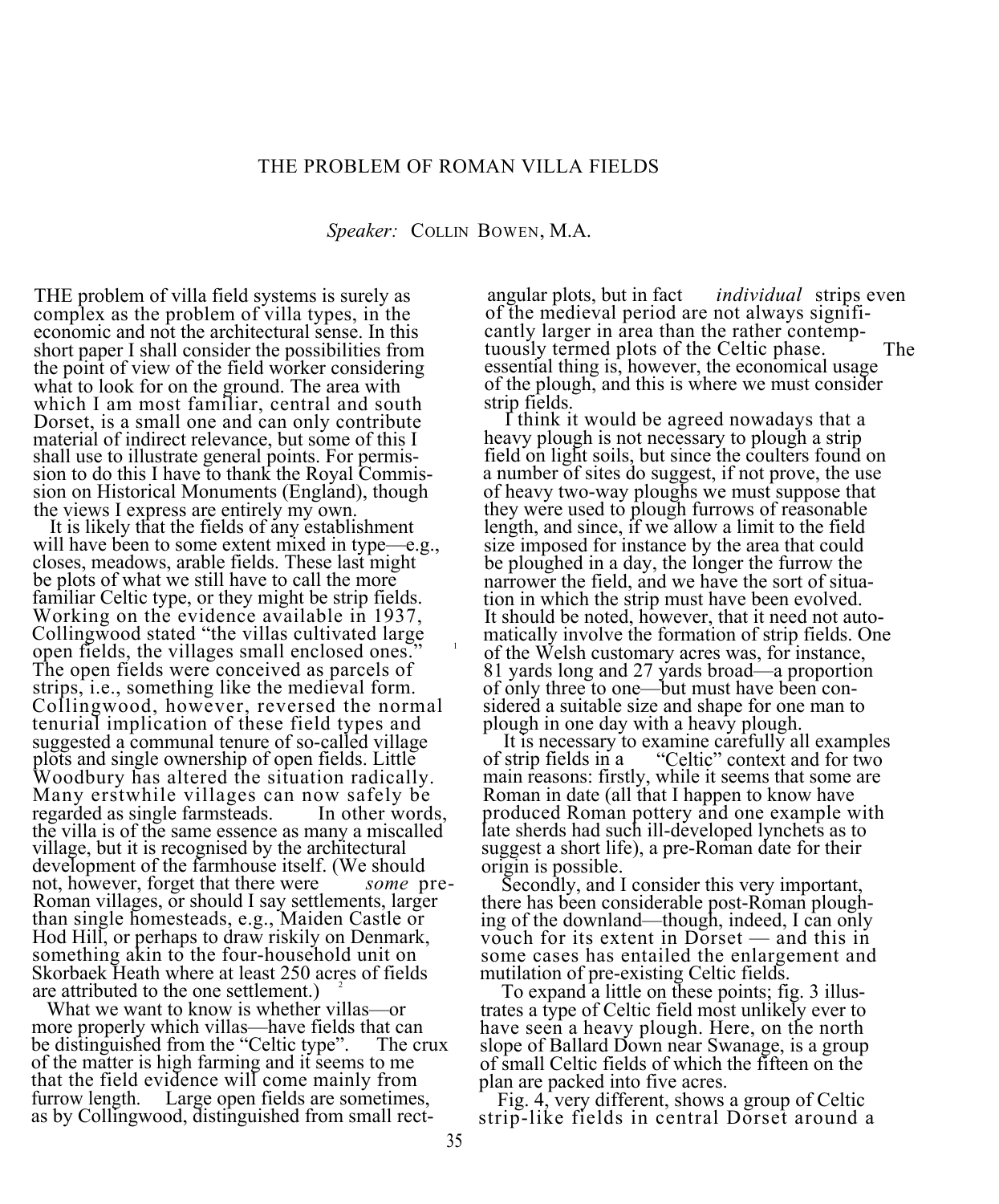# THE PROBLEM OF ROMAN VILLA FIELDS

*Speaker:* COLLIN BOWEN, M.A.

THE problem of villa field systems is surely as complex as the problem of villa types, in the economic and not the architectural sense. In this short paper I shall consider the possibilities from the point of view of the field worker considering what to look for on the ground. The area with which I am most familiar, central and south Dorset, is a small one and can only contribute material of indirect relevance, but some of this I shall use to illustrate general points. For permission to do this I have to thank the Royal Commission on Historical Monuments (England), though the views I express are entirely my own.

It is likely that the fields of any establishment will have been to some extent mixed in type—e.g., closes, meadows, arable fields. These last might be plots of what we still have to call the more familiar Celtic type, or they might be strip fields. Working on the evidence available in 1937, Collingwood stated "the villas cultivated large open fields, the villages small enclosed ones."[1] The open fields were conceived as parcels of strips, i.e., something like the medieval form. Collingwood, however, reversed the normal tenurial implication of these field types and suggested a communal tenure of so-called village plots and single ownership of open fields. Little Woodbury has altered the situation radically. Many erstwhile villages can now safely be regarded as single farmsteads. In other words, the villa is of the same essence as many a miscalled village, but it is recognised by the architectural development of the farmhouse itself. (We should not, however, forget that there were *some* pre-Roman villages, or should I say settlements, larger than single homesteads, e.g., Maiden Castle or Hod Hill, or perhaps to draw riskily on Denmark, something akin to the four-household unit on Skorbaek Heath where at least 250 acres of fields are attributed to the one settlement.)[2]

What we want to know is whether villas—or more properly which villas—have fields that can be distinguished from the "Celtic type". The crux of the matter is high farming and it seems to me that the field evidence will come mainly from furrow length. Large open fields are sometimes, as by Collingwood, distinguished from small rectangular plots, but in fact *individual* strips even of the medieval period are not always significantly larger in area than the rather contemptuously termed plots of the Celtic phase. The essential thing is, however, the economical usage of the plough, and this is where we must consider strip fields.

I think it would be agreed nowadays that a heavy plough is not necessary to plough a strip field on light soils, but since the coulters found on a number of sites do suggest, if not prove, the use of heavy two-way ploughs we must suppose that they were used to plough furrows of reasonable length, and since, if we allow a limit to the field size imposed for instance by the area that could be ploughed in a day, the longer the furrow the narrower the field, and we have the sort of situation in which the strip must have been evolved. It should be noted, however, that it need not automatically involve the formation of strip fields. One of the Welsh customary acres was, for instance, 81 yards long and 27 yards broad—a proportion of only three to one—but must have been considered a suitable size and shape for one man to plough in one day with a heavy plough.

It is necessary to examine carefully all examples of strip fields in a "Celtic" context and for two main reasons: firstly, while it seems that some are Roman in date (all that I happen to know have produced Roman pottery and one example with late sherds had such ill-developed lynchets as to suggest a short life), a pre-Roman date for their origin is possible.

Secondly, and I consider this very important, there has been considerable post-Roman ploughing of the downland—though, indeed, I can only vouch for its extent in Dorset — and this in some cases has entailed the enlargement and mutilation of pre-existing Celtic fields.

To expand a little on these points; fig. 3 illustrates a type of Celtic field most unlikely ever to have seen a heavy plough. Here, on the north slope of Ballard Down near Swanage, is a group of small Celtic fields of which the fifteen on the plan are packed into five acres.

Fig. 4, very different, shows a group of Celtic strip-like fields in central Dorset around a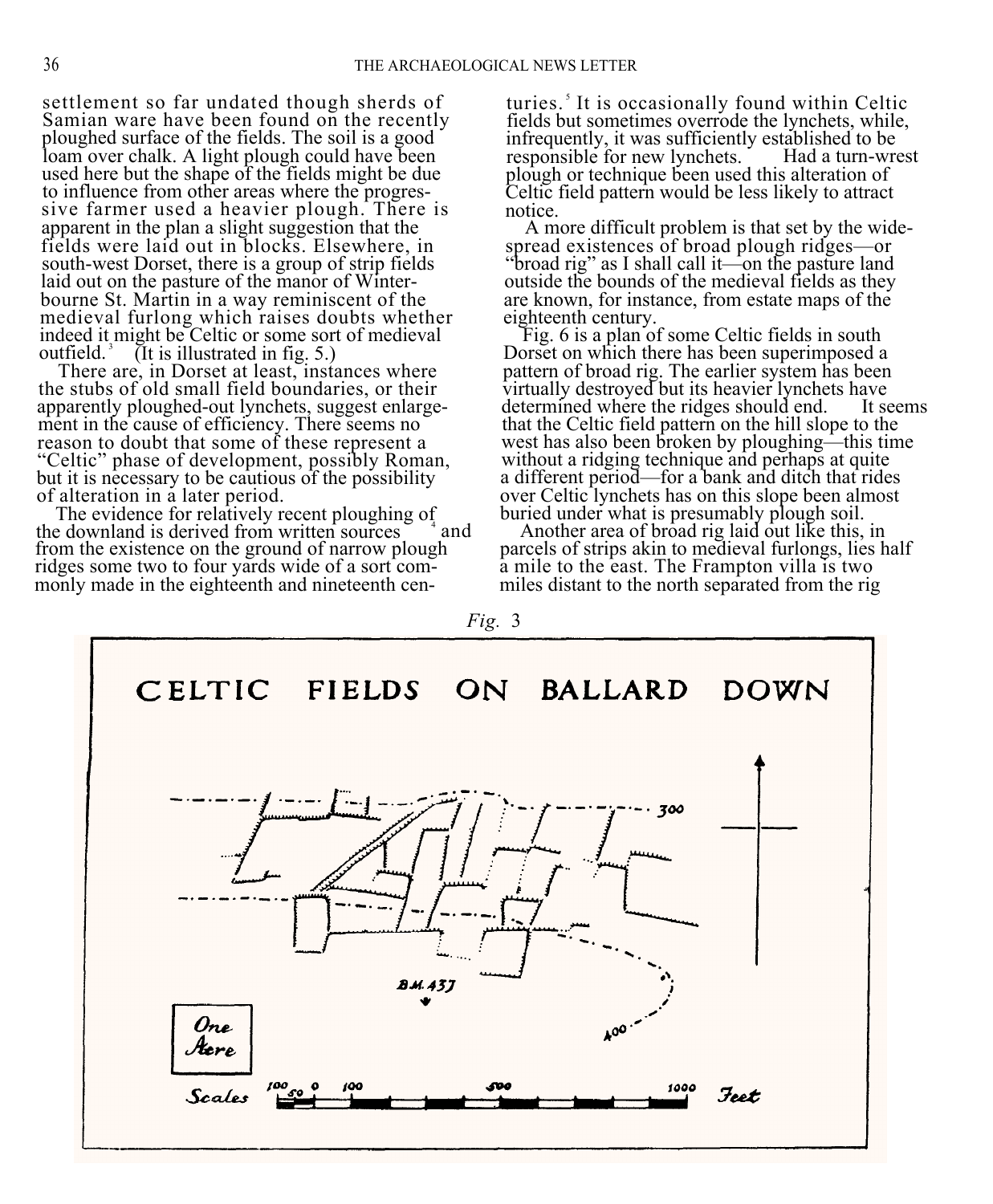settlement so far undated though sherds of Samian ware have been found on the recently ploughed surface of the fields. The soil is a good loam over chalk. A light plough could have been used here but the shape of the fields might be due to influence from other areas where the progressive farmer used a heavier plough. There is apparent in the plan a slight suggestion that the fields were laid out in blocks. Elsewhere, in south-west Dorset, there is a group of strip fields laid out on the pasture of the manor of Winterbourne St. Martin in a way reminiscent of the medieval furlong which raises doubts whether indeed it might be Celtic or some sort of medieval outfield.[3] (It is illustrated in fig. 5.)

There are, in Dorset at least, instances where the stubs of old small field boundaries, or their apparently ploughed-out lynchets, suggest enlargement in the cause of efficiency. There seems no reason to doubt that some of these represent a "Celtic" phase of development, possibly Roman, but it is necessary to be cautious of the possibility of alteration in a later period.

The evidence for relatively recent ploughing of the downland is derived from written sources[4] and from the existence on the ground of narrow plough ridges some two to four yards wide of a sort commonly made in the eighteenth and nineteenth centuries.[5] It is occasionally found within Celtic fields but sometimes overrode the lynchets, while, infrequently, it was sufficiently established to be responsible for new lynchets. Had a turn-wrest plough or technique been used this alteration of Celtic field pattern would be less likely to attract notice.

A more difficult problem is that set by the widespread existences of broad plough ridges—or "broad rig" as I shall call it—on the pasture land outside the bounds of the medieval fields as they are known, for instance, from estate maps of the eighteenth century.

Fig. 6 is a plan of some Celtic fields in south Dorset on which there has been superimposed a pattern of broad rig. The earlier system has been virtually destroyed but its heavier lynchets have determined where the ridges should end. It seems that the Celtic field pattern on the hill slope to the west has also been broken by ploughing—this time without a ridging technique and perhaps at quite a different period—for a bank and ditch that rides over Celtic lynchets has on this slope been almost buried under what is presumably plough soil.

Another area of broad rig laid out like this, in parcels of strips akin to medieval furlongs, lies half a mile to the east. The Frampton villa is two miles distant to the north separated from the rig

*Fig.* 3

CELTIC FIELDS ON BALLARD DOWN

300

B.M. 437

400

One Acre

Scales 100 50 0 100 500 1000 Feet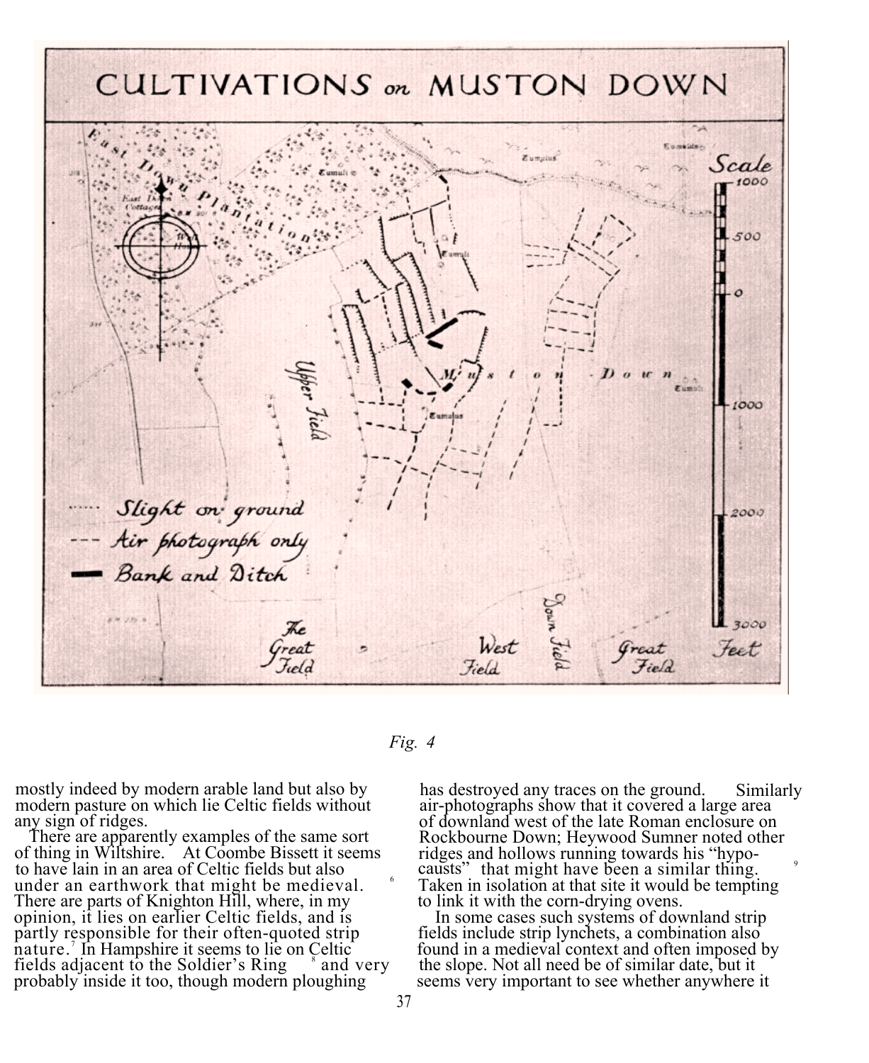*Fig. 4*

mostly indeed by modern arable land but also by modern pasture on which lie Celtic fields without any sign of ridges.

There are apparently examples of the same sort of thing in Wiltshire. At Coombe Bissett it seems to have lain in an area of Celtic fields but also under an earthwork that might be medieval.[6] There are parts of Knighton Hill, where, in my opinion, it lies on earlier Celtic fields, and is partly responsible for their often-quoted strip nature.[7] In Hampshire it seems to lie on Celtic fields adjacent to the Soldier's Ring[8] and very probably inside it too, though modern ploughing has destroyed any traces on the ground. Similarly air-photographs show that it covered a large area of downland west of the late Roman enclosure on Rockbourne Down; Heywood Sumner noted other ridges and hollows running towards his "hypocausts"[9] that might have been a similar thing. Taken in isolation at that site it would be tempting to link it with the corn-drying ovens.

In some cases such systems of downland strip fields include strip lynchets, a combination also found in a medieval context and often imposed by the slope. Not all need be of similar date, but it seems very important to see whether anywhere it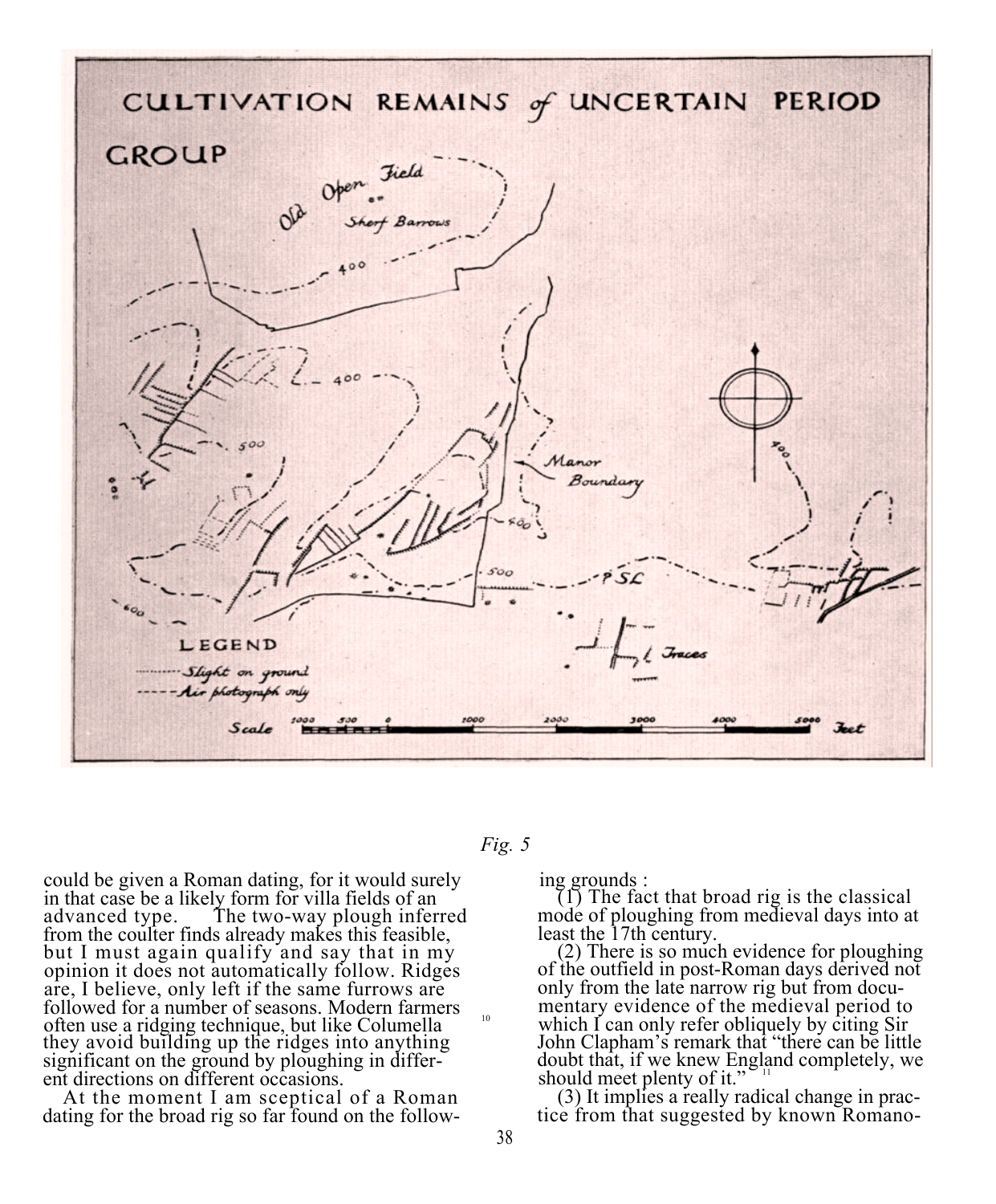CULTIVATION REMAINS of UNCERTAIN PERIOD

GROUP

Old Open Field

Sherf Barrows

Manor Boundary

? SL

Traces

LEGEND

········ Slight on ground

- - - - Air photograph only

Scale 1000 500 0 1000 2000 3000 4000 5000 Feet

*Fig. 5*

could be given a Roman dating, for it would surely in that case be a likely form for villa fields of an advanced type. The two-way plough inferred from the coulter finds already makes this feasible, but I must again qualify and say that in my opinion it does not automatically follow. Ridges are, I believe, only left if the same furrows are followed for a number of seasons. Modern farmers often use a ridging technique, but like Columella[10] they avoid building up the ridges into anything significant on the ground by ploughing in different directions on different occasions.

At the moment I am sceptical of a Roman dating for the broad rig so far found on the following grounds :

(1) The fact that broad rig is the classical mode of ploughing from medieval days into at least the 17th century.

(2) There is so much evidence for ploughing of the outfield in post-Roman days derived not only from the late narrow rig but from documentary evidence of the medieval period to which I can only refer obliquely by citing Sir John Clapham's remark that "there can be little doubt that, if we knew England completely, we should meet plenty of it."[11]

(3) It implies a really radical change in practice from that suggested by known Romano-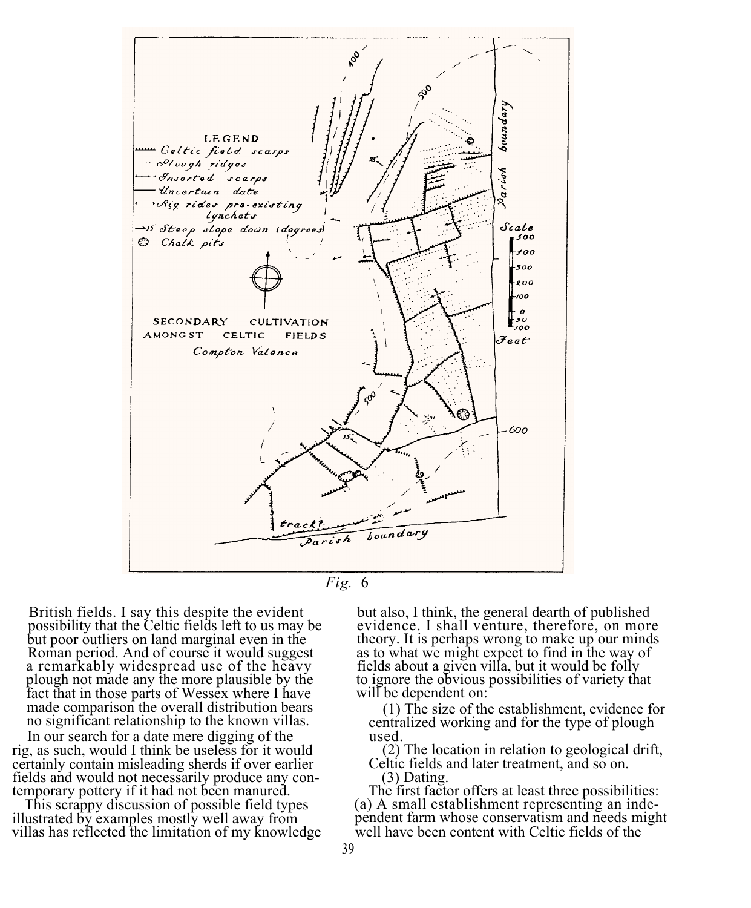*Fig.* 6

British fields. I say this despite the evident possibility that the Celtic fields left to us may be but poor outliers on land marginal even in the Roman period. And of course it would suggest a remarkably widespread use of the heavy plough not made any the more plausible by the fact that in those parts of Wessex where I have made comparison the overall distribution bears no significant relationship to the known villas.

In our search for a date mere digging of the rig, as such, would I think be useless for it would certainly contain misleading sherds if over earlier fields and would not necessarily produce any contemporary pottery if it had not been manured.

This scrappy discussion of possible field types illustrated by examples mostly well away from villas has reflected the limitation of my knowledge but also, I think, the general dearth of published evidence. I shall venture, therefore, on more theory. It is perhaps wrong to make up our minds as to what we might expect to find in the way of fields about a given villa, but it would be folly to ignore the obvious possibilities of variety that will be dependent on:

(1) The size of the establishment, evidence for centralized working and for the type of plough used.

(2) The location in relation to geological drift, Celtic fields and later treatment, and so on.

(3) Dating.

The first factor offers at least three possibilities: (a) A small establishment representing an independent farm whose conservatism and needs might well have been content with Celtic fields of the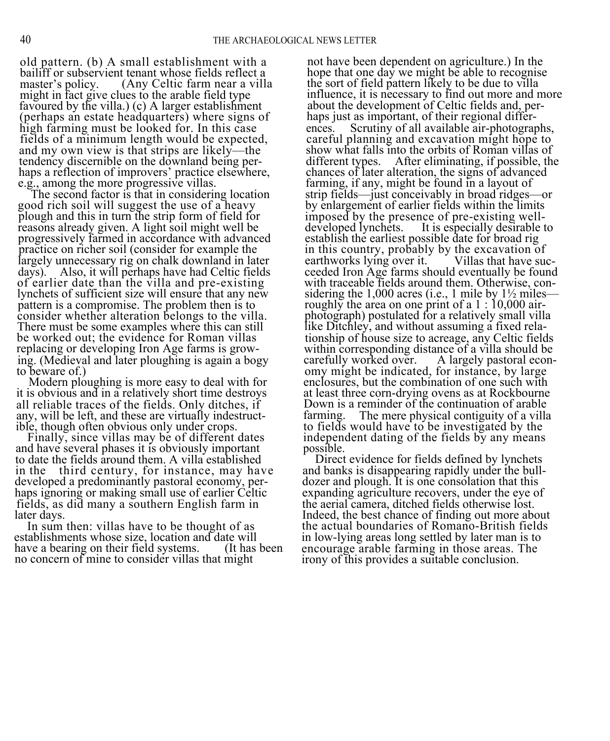old pattern. (b) A small establishment with a bailiff or subservient tenant whose fields reflect a master's policy. (Any Celtic farm near a villa might in fact give clues to the arable field type favoured by the villa.) (c) A larger establishment (perhaps an estate headquarters) where signs of high farming must be looked for. In this case fields of a minimum length would be expected, and my own view is that strips are likely—the tendency discernible on the downland being perhaps a reflection of improvers' practice elsewhere, e.g., among the more progressive villas.

The second factor is that in considering location good rich soil will suggest the use of a heavy plough and this in turn the strip form of field for reasons already given. A light soil might well be progressively farmed in accordance with advanced practice on richer soil (consider for example the largely unnecessary rig on chalk downland in later days). Also, it will perhaps have had Celtic fields of earlier date than the villa and pre-existing lynchets of sufficient size will ensure that any new pattern is a compromise. The problem then is to consider whether alteration belongs to the villa. There must be some examples where this can still be worked out; the evidence for Roman villas replacing or developing Iron Age farms is growing. (Medieval and later ploughing is again a bogy to beware of.)

Modern ploughing is more easy to deal with for it is obvious and in a relatively short time destroys all reliable traces of the fields. Only ditches, if any, will be left, and these are virtually indestructible, though often obvious only under crops.

Finally, since villas may be of different dates and have several phases it is obviously important to date the fields around them. A villa established in the third century, for instance, may have developed a predominantly pastoral economy, perhaps ignoring or making small use of earlier Celtic fields, as did many a southern English farm in later days.

In sum then: villas have to be thought of as establishments whose size, location and date will have a bearing on their field systems. (It has been no concern of mine to consider villas that might not have been dependent on agriculture.) In the hope that one day we might be able to recognise the sort of field pattern likely to be due to villa influence, it is necessary to find out more and more about the development of Celtic fields and, perhaps just as important, of their regional differences. Scrutiny of all available air-photographs, careful planning and excavation might hope to show what falls into the orbits of Roman villas of different types. After eliminating, if possible, the chances of later alteration, the signs of advanced farming, if any, might be found in a layout of strip fields—just conceivably in broad ridges—or by enlargement of earlier fields within the limits imposed by the presence of pre-existing well-developed lynchets. It is especially desirable to establish the earliest possible date for broad rig in this country, probably by the excavation of earthworks lying over it. Villas that have succeeded Iron Age farms should eventually be found with traceable fields around them. Otherwise, considering the 1,000 acres (i.e., 1 mile by 1½ miles—roughly the area on one print of a 1 : 10,000 air-photograph) postulated for a relatively small villa like Ditchley, and without assuming a fixed relationship of house size to acreage, any Celtic fields within corresponding distance of a villa should be carefully worked over. A largely pastoral economy might be indicated, for instance, by large enclosures, but the combination of one such with at least three corn-drying ovens as at Rockbourne Down is a reminder of the continuation of arable farming. The mere physical contiguity of a villa to fields would have to be investigated by the independent dating of the fields by any means possible.

Direct evidence for fields defined by lynchets and banks is disappearing rapidly under the bulldozer and plough. It is one consolation that this expanding agriculture recovers, under the eye of the aerial camera, ditched fields otherwise lost. Indeed, the best chance of finding out more about the actual boundaries of Romano-British fields in low-lying areas long settled by later man is to encourage arable farming in those areas. The irony of this provides a suitable conclusion.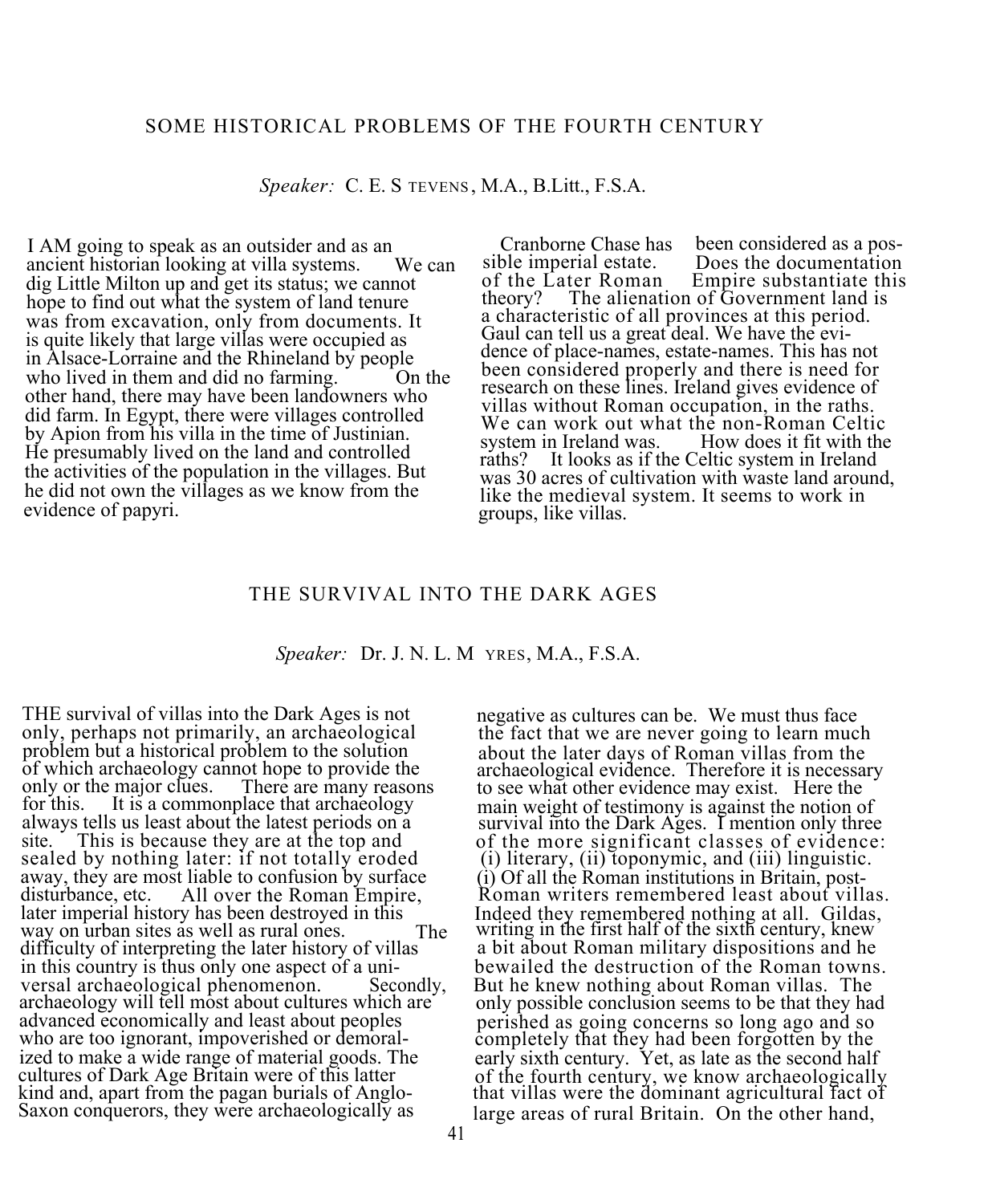## SOME HISTORICAL PROBLEMS OF THE FOURTH CENTURY

*Speaker:* C. E. STEVENS, M.A., B.Litt., F.S.A.

I AM going to speak as an outsider and as an ancient historian looking at villa systems. We can dig Little Milton up and get its status; we cannot hope to find out what the system of land tenure was from excavation, only from documents. It is quite likely that large villas were occupied as in Alsace-Lorraine and the Rhineland by people who lived in them and did no farming. On the other hand, there may have been landowners who did farm. In Egypt, there were villages controlled by Apion from his villa in the time of Justinian. He presumably lived on the land and controlled the activities of the population in the villages. But he did not own the villages as we know from the evidence of papyri.

Cranborne Chase has been considered as a possible imperial estate. Does the documentation of the Later Roman Empire substantiate this theory? The alienation of Government land is a characteristic of all provinces at this period. Gaul can tell us a great deal. We have the evidence of place-names, estate-names. This has not been considered properly and there is need for research on these lines. Ireland gives evidence of villas without Roman occupation, in the raths. We can work out what the non-Roman Celtic system in Ireland was. How does it fit with the raths? It looks as if the Celtic system in Ireland was 30 acres of cultivation with waste land around, like the medieval system. It seems to work in groups, like villas.

## THE SURVIVAL INTO THE DARK AGES

*Speaker:* Dr. J. N. L. MYRES, M.A., F.S.A.

THE survival of villas into the Dark Ages is not only, perhaps not primarily, an archaeological problem but a historical problem to the solution of which archaeology cannot hope to provide the only or the major clues. There are many reasons for this. It is a commonplace that archaeology always tells us least about the latest periods on a site. This is because they are at the top and sealed by nothing later: if not totally eroded away, they are most liable to confusion by surface disturbance, etc. All over the Roman Empire, later imperial history has been destroyed in this way on urban sites as well as rural ones. The difficulty of interpreting the later history of villas in this country is thus only one aspect of a universal archaeological phenomenon. Secondly, archaeology will tell most about cultures which are advanced economically and least about peoples who are too ignorant, impoverished or demoralized to make a wide range of material goods. The cultures of Dark Age Britain were of this latter kind and, apart from the pagan burials of Anglo-Saxon conquerors, they were archaeologically as negative as cultures can be. We must thus face the fact that we are never going to learn much about the later days of Roman villas from the archaeological evidence. Therefore it is necessary to see what other evidence may exist. Here the main weight of testimony is against the notion of survival into the Dark Ages. I mention only three of the more significant classes of evidence: (i) literary, (ii) toponymic, and (iii) linguistic. (i) Of all the Roman institutions in Britain, post-Roman writers remembered least about villas. Indeed they remembered nothing at all. Gildas, writing in the first half of the sixth century, knew a bit about Roman military dispositions and he bewailed the destruction of the Roman towns. But he knew nothing about Roman villas. The only possible conclusion seems to be that they had perished as going concerns so long ago and so completely that they had been forgotten by the early sixth century. Yet, as late as the second half of the fourth century, we know archaeologically that villas were the dominant agricultural fact of large areas of rural Britain. On the other hand,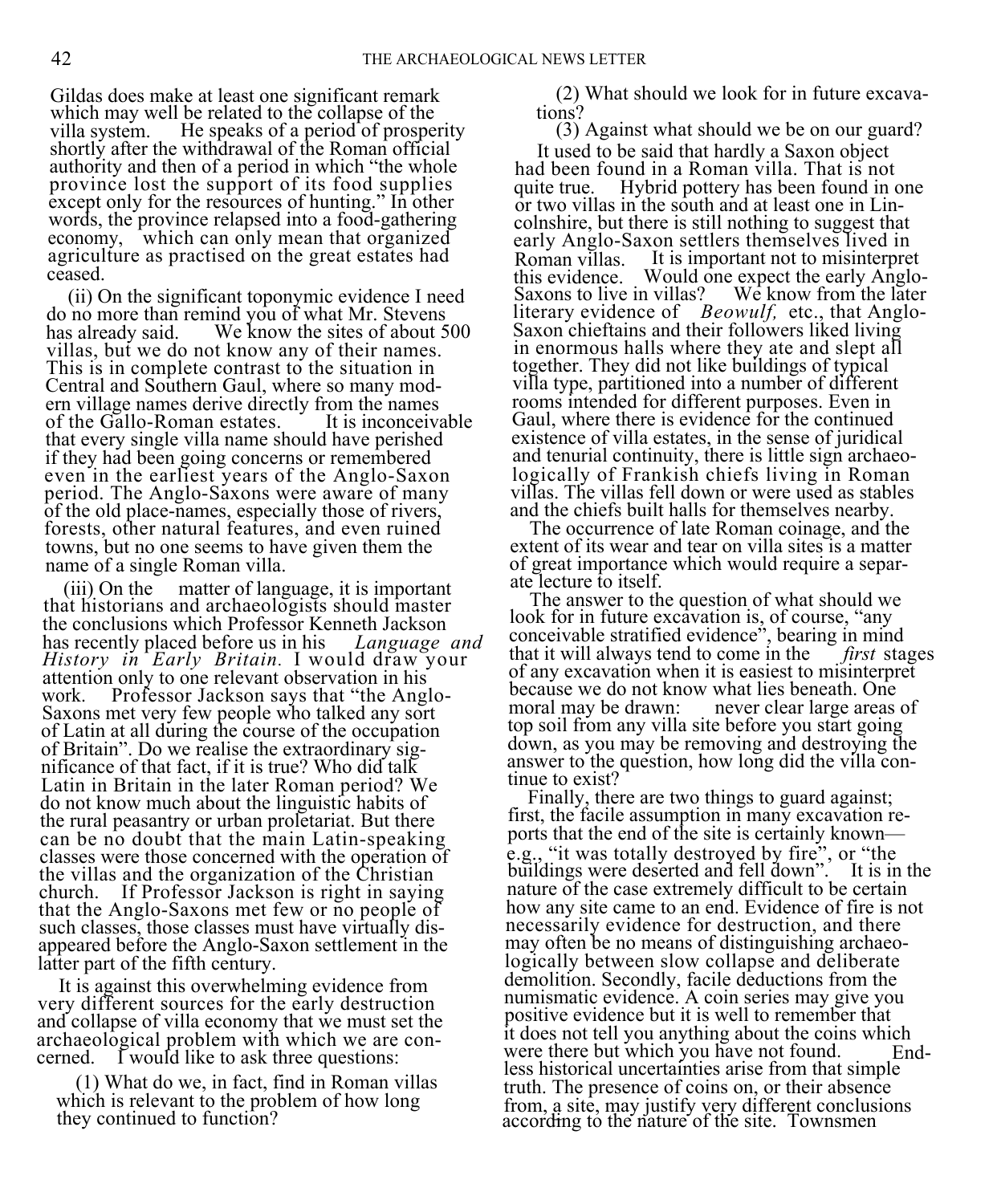Gildas does make at least one significant remark which may well be related to the collapse of the villa system. He speaks of a period of prosperity shortly after the withdrawal of the Roman official authority and then of a period in which "the whole province lost the support of its food supplies except only for the resources of hunting." In other words, the province relapsed into a food-gathering economy, which can only mean that organized agriculture as practised on the great estates had ceased.

(ii) On the significant toponymic evidence I need do no more than remind you of what Mr. Stevens has already said. We know the sites of about 500 villas, but we do not know any of their names. This is in complete contrast to the situation in Central and Southern Gaul, where so many modern village names derive directly from the names of the Gallo-Roman estates. It is inconceivable that every single villa name should have perished if they had been going concerns or remembered even in the earliest years of the Anglo-Saxon period. The Anglo-Saxons were aware of many of the old place-names, especially those of rivers, forests, other natural features, and even ruined towns, but no one seems to have given them the name of a single Roman villa.

(iii) On the matter of language, it is important that historians and archaeologists should master the conclusions which Professor Kenneth Jackson has recently placed before us in his *Language and History in Early Britain.* I would draw your attention only to one relevant observation in his work. Professor Jackson says that "the Anglo-Saxons met very few people who talked any sort of Latin at all during the course of the occupation of Britain". Do we realise the extraordinary significance of that fact, if it is true? Who did talk Latin in Britain in the later Roman period? We do not know much about the linguistic habits of the rural peasantry or urban proletariat. But there can be no doubt that the main Latin-speaking classes were those concerned with the operation of the villas and the organization of the Christian church. If Professor Jackson is right in saying that the Anglo-Saxons met few or no people of such classes, those classes must have virtually disappeared before the Anglo-Saxon settlement in the latter part of the fifth century.

It is against this overwhelming evidence from very different sources for the early destruction and collapse of villa economy that we must set the archaeological problem with which we are concerned. I would like to ask three questions:

(1) What do we, in fact, find in Roman villas which is relevant to the problem of how long they continued to function?

(2) What should we look for in future excavations?

(3) Against what should we be on our guard?

It used to be said that hardly a Saxon object had been found in a Roman villa. That is not quite true. Hybrid pottery has been found in one or two villas in the south and at least one in Lincolnshire, but there is still nothing to suggest that early Anglo-Saxon settlers themselves lived in Roman villas. It is important not to misinterpret this evidence. Would one expect the early Anglo-Saxons to live in villas? We know from the later literary evidence of *Beowulf,* etc., that Anglo-Saxon chieftains and their followers liked living in enormous halls where they ate and slept all together. They did not like buildings of typical villa type, partitioned into a number of different rooms intended for different purposes. Even in Gaul, where there is evidence for the continued existence of villa estates, in the sense of juridical and tenurial continuity, there is little sign archaeologically of Frankish chiefs living in Roman villas. The villas fell down or were used as stables and the chiefs built halls for themselves nearby.

The occurrence of late Roman coinage, and the extent of its wear and tear on villa sites is a matter of great importance which would require a separate lecture to itself.

The answer to the question of what should we look for in future excavation is, of course, "any conceivable stratified evidence", bearing in mind that it will always tend to come in the *first* stages of any excavation when it is easiest to misinterpret because we do not know what lies beneath. One moral may be drawn: never clear large areas of top soil from any villa site before you start going down, as you may be removing and destroying the answer to the question, how long did the villa continue to exist?

Finally, there are two things to guard against; first, the facile assumption in many excavation reports that the end of the site is certainly known—e.g., "it was totally destroyed by fire", or "the buildings were deserted and fell down". It is in the nature of the case extremely difficult to be certain how any site came to an end. Evidence of fire is not necessarily evidence for destruction, and there may often be no means of distinguishing archaeologically between slow collapse and deliberate demolition. Secondly, facile deductions from the numismatic evidence. A coin series may give you positive evidence but it is well to remember that it does not tell you anything about the coins which were there but which you have not found. Endless historical uncertainties arise from that simple truth. The presence of coins on, or their absence from, a site, may justify very different conclusions according to the nature of the site. Townsmen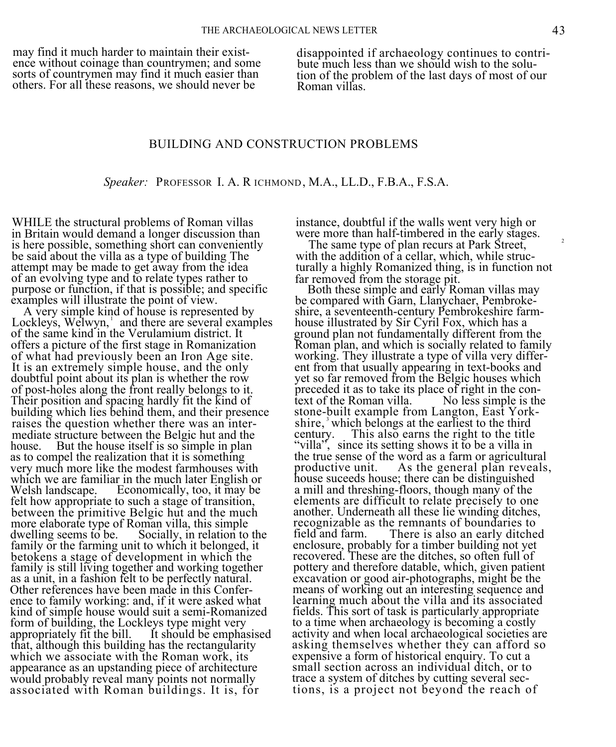may find it much harder to maintain their existence without coinage than countrymen; and some sorts of countrymen may find it much easier than others. For all these reasons, we should never be disappointed if archaeology continues to contribute much less than we should wish to the solution of the problem of the last days of most of our Roman villas.

## BUILDING AND CONSTRUCTION PROBLEMS

*Speaker:* PROFESSOR I. A. RICHMOND, M.A., LL.D., F.B.A., F.S.A.

WHILE the structural problems of Roman villas in Britain would demand a longer discussion than is here possible, something short can conveniently be said about the villa as a type of building The attempt may be made to get away from the idea of an evolving type and to relate types rather to purpose or function, if that is possible; and specific examples will illustrate the point of view.

A very simple kind of house is represented by Lockleys, Welwyn,[1] and there are several examples of the same kind in the Verulamium district. It offers a picture of the first stage in Romanization of what had previously been an Iron Age site. It is an extremely simple house, and the only doubtful point about its plan is whether the row of post-holes along the front really belongs to it. Their position and spacing hardly fit the kind of building which lies behind them, and their presence raises the question whether there was an intermediate structure between the Belgic hut and the house. But the house itself is so simple in plan as to compel the realization that it is something very much more like the modest farmhouses with which we are familiar in the much later English or Welsh landscape. Economically, too, it may be felt how appropriate to such a stage of transition, between the primitive Belgic hut and the much more elaborate type of Roman villa, this simple dwelling seems to be. Socially, in relation to the family or the farming unit to which it belonged, it betokens a stage of development in which the family is still living together and working together as a unit, in a fashion felt to be perfectly natural. Other references have been made in this Conference to family working: and, if it were asked what kind of simple house would suit a semi-Romanized form of building, the Lockleys type might very appropriately fit the bill. It should be emphasised that, although this building has the rectangularity which we associate with the Roman work, its appearance as an upstanding piece of architecture would probably reveal many points not normally associated with Roman buildings. It is, for instance, doubtful if the walls went very high or were more than half-timbered in the early stages.

The same type of plan recurs at Park Street,[2] with the addition of a cellar, which, while structurally a highly Romanized thing, is in function not far removed from the storage pit.

Both these simple and early Roman villas may be compared with Garn, Llanychaer, Pembrokeshire, a seventeenth-century Pembrokeshire farmhouse illustrated by Sir Cyril Fox, which has a ground plan not fundamentally different from the Roman plan, and which is socially related to family working. They illustrate a type of villa very different from that usually appearing in text-books and yet so far removed from the Belgic houses which preceded it as to take its place of right in the context of the Roman villa. No less simple is the stone-built example from Langton, East Yorkshire,[3] which belongs at the earliest to the third century. This also earns the right to the title "villa", since its setting shows it to be a villa in the true sense of the word as a farm or agricultural productive unit. As the general plan reveals, house suceeds house; there can be distinguished a mill and threshing-floors, though many of the elements are difficult to relate precisely to one another. Underneath all these lie winding ditches, recognizable as the remnants of boundaries to field and farm. There is also an early ditched enclosure, probably for a timber building not yet recovered. These are the ditches, so often full of pottery and therefore datable, which, given patient excavation or good air-photographs, might be the means of working out an interesting sequence and learning much about the villa and its associated fields. This sort of task is particularly appropriate to a time when archaeology is becoming a costly activity and when local archaeological societies are asking themselves whether they can afford so expensive a form of historical enquiry. To cut a small section across an individual ditch, or to trace a system of ditches by cutting several sections, is a project not beyond the reach of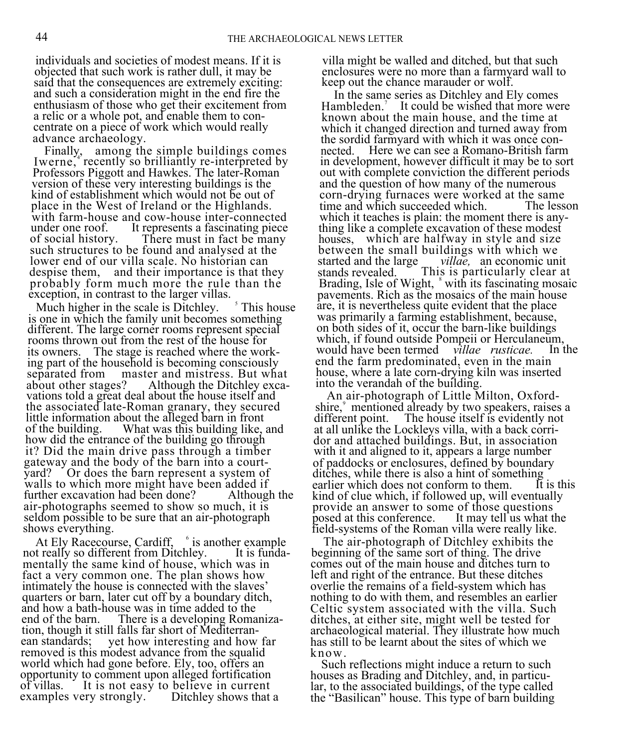individuals and societies of modest means. If it is objected that such work is rather dull, it may be said that the consequences are extremely exciting: and such a consideration might in the end fire the enthusiasm of those who get their excitement from a relic or a whole pot, and enable them to concentrate on a piece of work which would really advance archaeology.

Finally, among the simple buildings comes Iwerne,[4] recently so brilliantly re-interpreted by Professors Piggott and Hawkes. The later-Roman version of these very interesting buildings is the kind of establishment which would not be out of place in the West of Ireland or the Highlands. with farm-house and cow-house inter-connected under one roof. It represents a fascinating piece of social history. There must in fact be many such structures to be found and analysed at the lower end of our villa scale. No historian can despise them, and their importance is that they probably form much more the rule than the exception, in contrast to the larger villas.

Much higher in the scale is Ditchley.[5] This house is one in which the family unit becomes something different. The large corner rooms represent special rooms thrown out from the rest of the house for its owners. The stage is reached where the working part of the household is becoming consciously separated from master and mistress. But what about other stages? Although the Ditchley excavations told a great deal about the house itself and the associated late-Roman granary, they secured little information about the alleged barn in front of the building. What was this building like, and how did the entrance of the building go through it? Did the main drive pass through a timber gateway and the body of the barn into a courtyard? Or does the barn represent a system of walls to which more might have been added if further excavation had been done? Although the air-photographs seemed to show so much, it is seldom possible to be sure that an air-photograph shows everything.

At Ely Racecourse, Cardiff,[6] is another example not really so different from Ditchley. It is fundamentally the same kind of house, which was in fact a very common one. The plan shows how intimately the house is connected with the slaves' quarters or barn, later cut off by a boundary ditch, and how a bath-house was in time added to the end of the barn. There is a developing Romanization, though it still falls far short of Mediterranean standards; yet how interesting and how far removed is this modest advance from the squalid world which had gone before. Ely, too, offers an opportunity to comment upon alleged fortification of villas. It is not easy to believe in current examples very strongly. Ditchley shows that a villa might be walled and ditched, but that such enclosures were no more than a farmyard wall to keep out the chance marauder or wolf.

In the same series as Ditchley and Ely comes Hambleden.[7] It could be wished that more were known about the main house, and the time at which it changed direction and turned away from the sordid farmyard with which it was once connected. Here we can see a Romano-British farm in development, however difficult it may be to sort out with complete conviction the different periods and the question of how many of the numerous corn-drying furnaces were worked at the same time and which succeeded which. The lesson which it teaches is plain: the moment there is anything like a complete excavation of these modest houses, which are halfway in style and size between the small buildings with which we started and the large *villae,* an economic unit stands revealed. This is particularly clear at Brading, Isle of Wight,[8] with its fascinating mosaic pavements. Rich as the mosaics of the main house are, it is nevertheless quite evident that the place was primarily a farming establishment, because, on both sides of it, occur the barn-like buildings which, if found outside Pompeii or Herculaneum, would have been termed *villae rusticae.* In the end the farm predominated, even in the main house, where a late corn-drying kiln was inserted into the verandah of the building.

An air-photograph of Little Milton, Oxfordshire,[9] mentioned already by two speakers, raises a different point. The house itself is evidently not at all unlike the Lockleys villa, with a back corridor and attached buildings. But, in association with it and aligned to it, appears a large number of paddocks or enclosures, defined by boundary ditches, while there is also a hint of something earlier which does not conform to them. It is this kind of clue which, if followed up, will eventually provide an answer to some of those questions posed at this conference. It may tell us what the field-systems of the Roman villa were really like.

The air-photograph of Ditchley exhibits the beginning of the same sort of thing. The drive comes out of the main house and ditches turn to left and right of the entrance. But these ditches overlie the remains of a field-system which has nothing to do with them, and resembles an earlier Celtic system associated with the villa. Such ditches, at either site, might well be tested for archaeological material. They illustrate how much has still to be learnt about the sites of which we know.

Such reflections might induce a return to such houses as Brading and Ditchley, and, in particular, to the associated buildings, of the type called the "Basilican" house. This type of barn building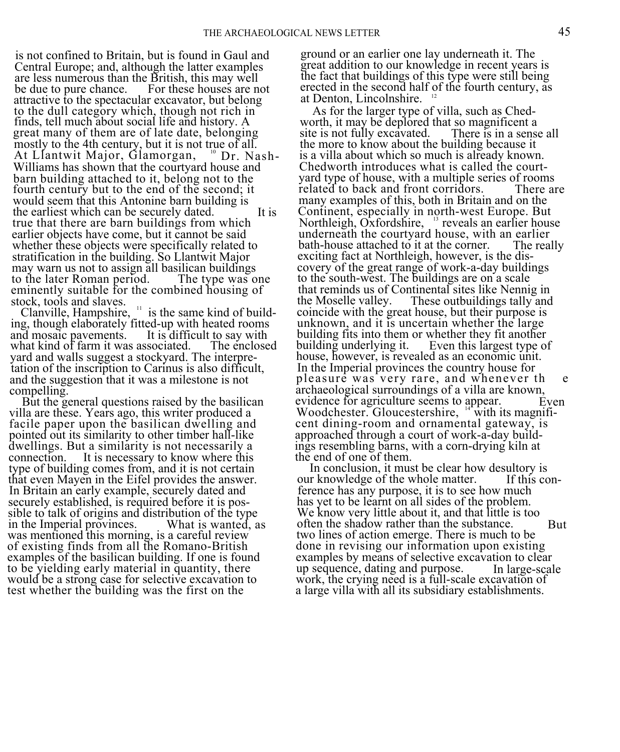is not confined to Britain, but is found in Gaul and Central Europe; and, although the latter examples are less numerous than the British, this may well be due to pure chance. For these houses are not attractive to the spectacular excavator, but belong to the dull category which, though not rich in finds, tell much about social life and history. A great many of them are of late date, belonging mostly to the 4th century, but it is not true of all. At Llantwit Major, Glamorgan, [10] Dr. Nash-Williams has shown that the courtyard house and barn building attached to it, belong not to the fourth century but to the end of the second; it would seem that this Antonine barn building is the earliest which can be securely dated. It is true that there are barn buildings from which earlier objects have come, but it cannot be said whether these objects were specifically related to stratification in the building. So Llantwit Major may warn us not to assign all basilican buildings to the later Roman period. The type was one eminently suitable for the combined housing of stock, tools and slaves.

Clanville, Hampshire, [11] is the same kind of building, though elaborately fitted-up with heated rooms and mosaic pavements. It is difficult to say with what kind of farm it was associated. The enclosed yard and walls suggest a stockyard. The interpretation of the inscription to Carinus is also difficult, and the suggestion that it was a milestone is not compelling.

But the general questions raised by the basilican villa are these. Years ago, this writer produced a facile paper upon the basilican dwelling and pointed out its similarity to other timber hall-like dwellings. But a similarity is not necessarily a connection. It is necessary to know where this type of building comes from, and it is not certain that even Mayen in the Eifel provides the answer. In Britain an early example, securely dated and securely established, is required before it is possible to talk of origins and distribution of the type in the Imperial provinces. What is wanted, as was mentioned this morning, is a careful review of existing finds from all the Romano-British examples of the basilican building. If one is found to be yielding early material in quantity, there would be a strong case for selective excavation to test whether the building was the first on the ground or an earlier one lay underneath it. The great addition to our knowledge in recent years is the fact that buildings of this type were still being erected in the second half of the fourth century, as at Denton, Lincolnshire. [12]

As for the larger type of villa, such as Chedworth, it may be deplored that so magnificent a site is not fully excavated. There is in a sense all the more to know about the building because it is a villa about which so much is already known. Chedworth introduces what is called the courtyard type of house, with a multiple series of rooms related to back and front corridors. There are many examples of this, both in Britain and on the Continent, especially in north-west Europe. But Northleigh, Oxfordshire, [13] reveals an earlier house underneath the courtyard house, with an earlier bath-house attached to it at the corner. The really exciting fact at Northleigh, however, is the discovery of the great range of work-a-day buildings to the south-west. The buildings are on a scale that reminds us of Continental sites like Nennig in the Moselle valley. These outbuildings tally and coincide with the great house, but their purpose is unknown, and it is uncertain whether the large building fits into them or whether they fit another building underlying it. Even this largest type of house, however, is revealed as an economic unit. In the Imperial provinces the country house for pleasure was very rare, and whenever the archaeological surroundings of a villa are known, evidence for agriculture seems to appear. Even Woodchester. Gloucestershire, [14] with its magnificent dining-room and ornamental gateway, is approached through a court of work-a-day buildings resembling barns, with a corn-drying kiln at the end of one of them.

In conclusion, it must be clear how desultory is our knowledge of the whole matter. If this conference has any purpose, it is to see how much has yet to be learnt on all sides of the problem. We know very little about it, and that little is too often the shadow rather than the substance. But two lines of action emerge. There is much to be done in revising our information upon existing examples by means of selective excavation to clear up sequence, dating and purpose. In large-scale work, the crying need is a full-scale excavation of a large villa with all its subsidiary establishments.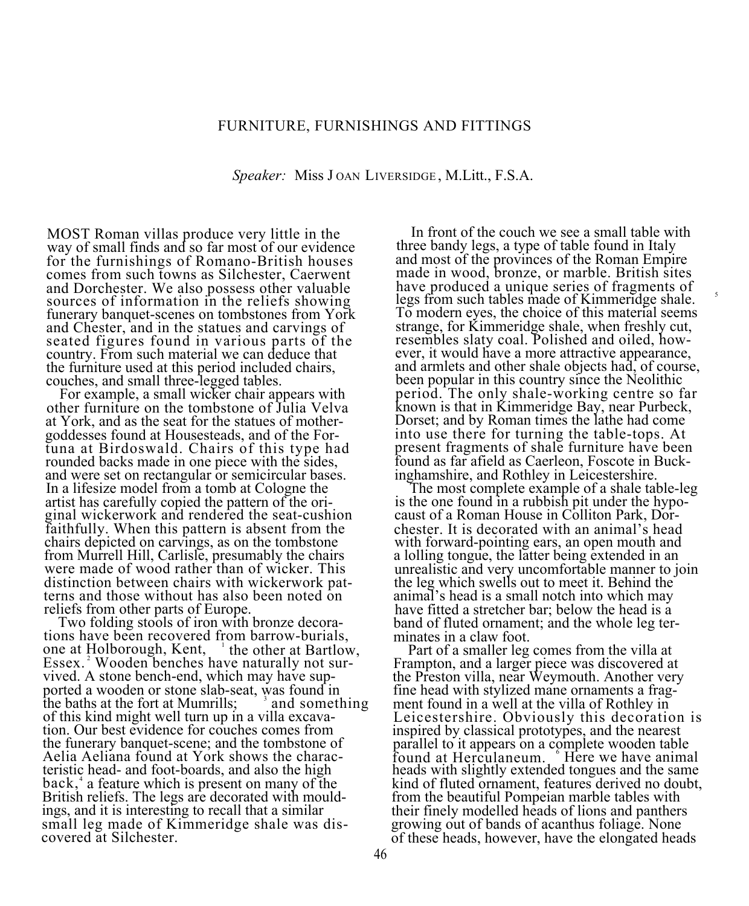# FURNITURE, FURNISHINGS AND FITTINGS

*Speaker:* Miss JOAN LIVERSIDGE, M.Litt., F.S.A.

MOST Roman villas produce very little in the way of small finds and so far most of our evidence for the furnishings of Romano-British houses comes from such towns as Silchester, Caerwent and Dorchester. We also possess other valuable sources of information in the reliefs showing funerary banquet-scenes on tombstones from York and Chester, and in the statues and carvings of seated figures found in various parts of the country. From such material we can deduce that the furniture used at this period included chairs, couches, and small three-legged tables.

For example, a small wicker chair appears with other furniture on the tombstone of Julia Velva at York, and as the seat for the statues of mother-goddesses found at Housesteads, and of the Fortuna at Birdoswald. Chairs of this type had rounded backs made in one piece with the sides, and were set on rectangular or semicircular bases. In a lifesize model from a tomb at Cologne the artist has carefully copied the pattern of the original wickerwork and rendered the seat-cushion faithfully. When this pattern is absent from the chairs depicted on carvings, as on the tombstone from Murrell Hill, Carlisle, presumably the chairs were made of wood rather than of wicker. This distinction between chairs with wickerwork patterns and those without has also been noted on reliefs from other parts of Europe.

Two folding stools of iron with bronze decorations have been recovered from barrow-burials, one at Holborough, Kent, [1] the other at Bartlow, Essex. [2] Wooden benches have naturally not survived. A stone bench-end, which may have supported a wooden or stone slab-seat, was found in the baths at the fort at Mumrills; [3] and something of this kind might well turn up in a villa excavation. Our best evidence for couches comes from the funerary banquet-scene; and the tombstone of Aelia Aeliana found at York shows the characteristic head- and foot-boards, and also the high back, [4] a feature which is present on many of the British reliefs. The legs are decorated with mouldings, and it is interesting to recall that a similar small leg made of Kimmeridge shale was discovered at Silchester.

In front of the couch we see a small table with three bandy legs, a type of table found in Italy and most of the provinces of the Roman Empire made in wood, bronze, or marble. British sites have produced a unique series of fragments of legs from such tables made of Kimmeridge shale. [5] To modern eyes, the choice of this material seems strange, for Kimmeridge shale, when freshly cut, resembles slaty coal. Polished and oiled, however, it would have a more attractive appearance, and armlets and other shale objects had, of course, been popular in this country since the Neolithic period. The only shale-working centre so far known is that in Kimmeridge Bay, near Purbeck, Dorset; and by Roman times the lathe had come into use there for turning the table-tops. At present fragments of shale furniture have been found as far afield as Caerleon, Foscote in Buckinghamshire, and Rothley in Leicestershire.

The most complete example of a shale table-leg is the one found in a rubbish pit under the hypocaust of a Roman House in Colliton Park, Dorchester. It is decorated with an animal's head with forward-pointing ears, an open mouth and a lolling tongue, the latter being extended in an unrealistic and very uncomfortable manner to join the leg which swells out to meet it. Behind the animal's head is a small notch into which may have fitted a stretcher bar; below the head is a band of fluted ornament; and the whole leg terminates in a claw foot.

Part of a smaller leg comes from the villa at Frampton, and a larger piece was discovered at the Preston villa, near Weymouth. Another very fine head with stylized mane ornaments a fragment found in a well at the villa of Rothley in Leicestershire. Obviously this decoration is inspired by classical prototypes, and the nearest parallel to it appears on a complete wooden table found at Herculaneum. [6] Here we have animal heads with slightly extended tongues and the same kind of fluted ornament, features derived no doubt, from the beautiful Pompeian marble tables with their finely modelled heads of lions and panthers growing out of bands of acanthus foliage. None of these heads, however, have the elongated heads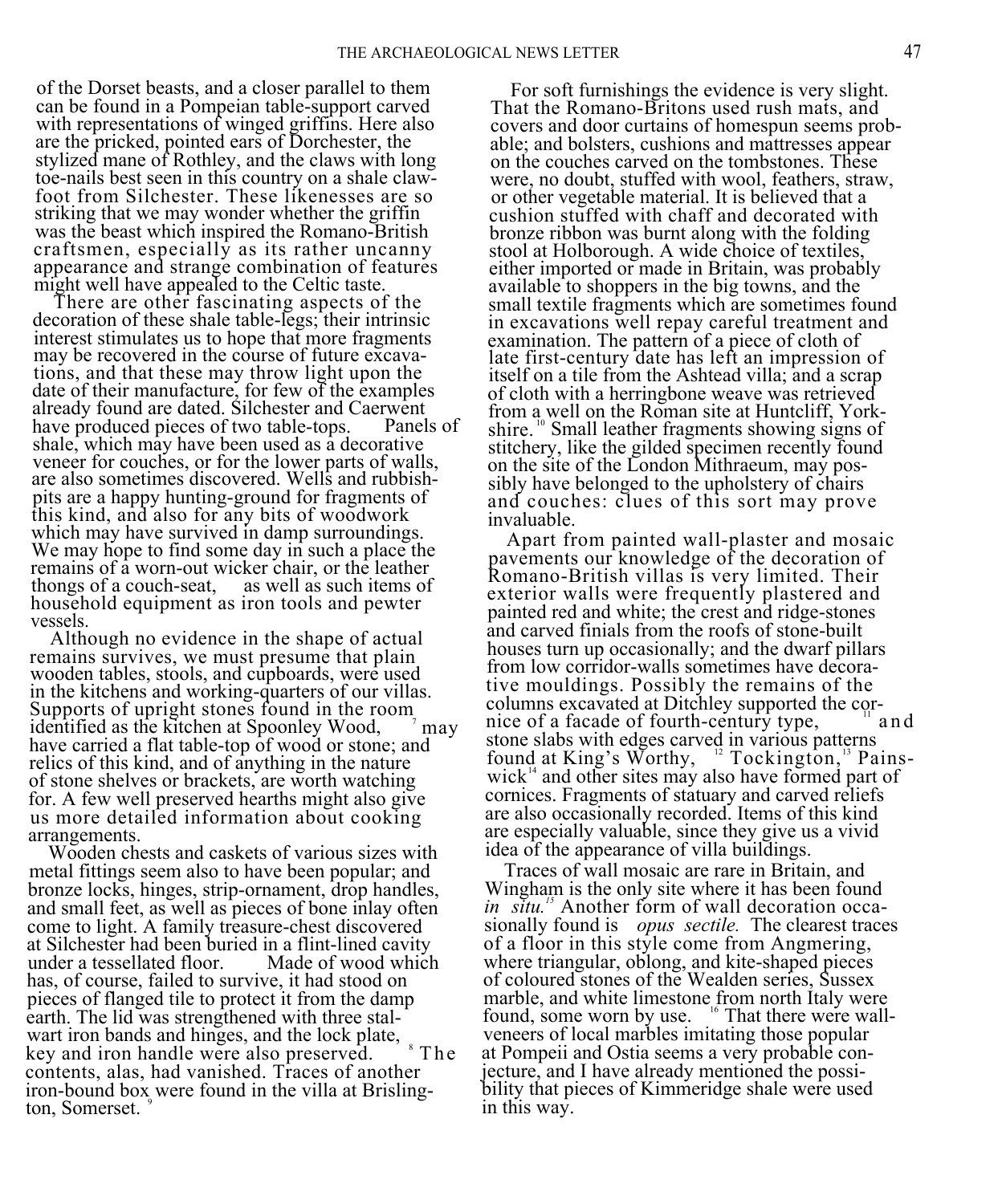of the Dorset beasts, and a closer parallel to them can be found in a Pompeian table-support carved with representations of winged griffins. Here also are the pricked, pointed ears of Dorchester, the stylized mane of Rothley, and the claws with long toe-nails best seen in this country on a shale claw-foot from Silchester. These likenesses are so striking that we may wonder whether the griffin was the beast which inspired the Romano-British craftsmen, especially as its rather uncanny appearance and strange combination of features might well have appealed to the Celtic taste.

There are other fascinating aspects of the decoration of these shale table-legs; their intrinsic interest stimulates us to hope that more fragments may be recovered in the course of future excavations, and that these may throw light upon the date of their manufacture, for few of the examples already found are dated. Silchester and Caerwent have produced pieces of two table-tops. Panels of shale, which may have been used as a decorative veneer for couches, or for the lower parts of walls, are also sometimes discovered. Wells and rubbish-pits are a happy hunting-ground for fragments of this kind, and also for any bits of woodwork which may have survived in damp surroundings. We may hope to find some day in such a place the remains of a worn-out wicker chair, or the leather thongs of a couch-seat, as well as such items of household equipment as iron tools and pewter vessels.

Although no evidence in the shape of actual remains survives, we must presume that plain wooden tables, stools, and cupboards, were used in the kitchens and working-quarters of our villas. Supports of upright stones found in the room identified as the kitchen at Spoonley Wood, [7] may have carried a flat table-top of wood or stone; and relics of this kind, and of anything in the nature of stone shelves or brackets, are worth watching for. A few well preserved hearths might also give us more detailed information about cooking arrangements.

Wooden chests and caskets of various sizes with metal fittings seem also to have been popular; and bronze locks, hinges, strip-ornament, drop handles, and small feet, as well as pieces of bone inlay often come to light. A family treasure-chest discovered at Silchester had been buried in a flint-lined cavity under a tessellated floor. Made of wood which has, of course, failed to survive, it had stood on pieces of flanged tile to protect it from the damp earth. The lid was strengthened with three stalwart iron bands and hinges, and the lock plate, key and iron handle were also preserved. [8] The contents, alas, had vanished. Traces of another iron-bound box were found in the villa at Brislington, Somerset. [9]

For soft furnishings the evidence is very slight. That the Romano-Britons used rush mats, and covers and door curtains of homespun seems probable; and bolsters, cushions and mattresses appear on the couches carved on the tombstones. These were, no doubt, stuffed with wool, feathers, straw, or other vegetable material. It is believed that a cushion stuffed with chaff and decorated with bronze ribbon was burnt along with the folding stool at Holborough. A wide choice of textiles, either imported or made in Britain, was probably available to shoppers in the big towns, and the small textile fragments which are sometimes found in excavations well repay careful treatment and examination. The pattern of a piece of cloth of late first-century date has left an impression of itself on a tile from the Ashtead villa; and a scrap of cloth with a herringbone weave was retrieved from a well on the Roman site at Huntcliff, Yorkshire. [10] Small leather fragments showing signs of stitchery, like the gilded specimen recently found on the site of the London Mithraeum, may possibly have belonged to the upholstery of chairs and couches: clues of this sort may prove invaluable.

Apart from painted wall-plaster and mosaic pavements our knowledge of the decoration of Romano-British villas is very limited. Their exterior walls were frequently plastered and painted red and white; the crest and ridge-stones and carved finials from the roofs of stone-built houses turn up occasionally; and the dwarf pillars from low corridor-walls sometimes have decorative mouldings. Possibly the remains of the columns excavated at Ditchley supported the cornice of a facade of fourth-century type, [11] and stone slabs with edges carved in various patterns found at King's Worthy, [12] Tockington, [13] Painswick [14] and other sites may also have formed part of cornices. Fragments of statuary and carved reliefs are also occasionally recorded. Items of this kind are especially valuable, since they give us a vivid idea of the appearance of villa buildings.

Traces of wall mosaic are rare in Britain, and Wingham is the only site where it has been found *in situ.* [15] Another form of wall decoration occasionally found is *opus sectile.* The clearest traces of a floor in this style come from Angmering, where triangular, oblong, and kite-shaped pieces of coloured stones of the Wealden series, Sussex marble, and white limestone from north Italy were found, some worn by use. [16] That there were wall-veneers of local marbles imitating those popular at Pompeii and Ostia seems a very probable conjecture, and I have already mentioned the possibility that pieces of Kimmeridge shale were used in this way.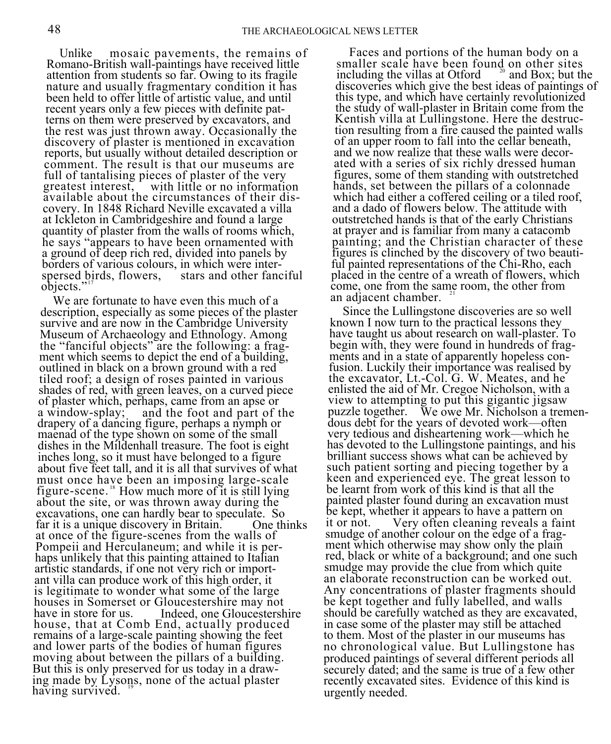Unlike mosaic pavements, the remains of Romano-British wall-paintings have received little attention from students so far. Owing to its fragile nature and usually fragmentary condition it has been held to offer little of artistic value, and until recent years only a few pieces with definite patterns on them were preserved by excavators, and the rest was just thrown away. Occasionally the discovery of plaster is mentioned in excavation reports, but usually without detailed description or comment. The result is that our museums are full of tantalising pieces of plaster of the very greatest interest, with little or no information available about the circumstances of their discovery. In 1848 Richard Neville excavated a villa at Ickleton in Cambridgeshire and found a large quantity of plaster from the walls of rooms which, he says "appears to have been ornamented with a ground of deep rich red, divided into panels by borders of various colours, in which were interspersed birds, flowers, stars and other fanciful objects."[17]

We are fortunate to have even this much of a description, especially as some pieces of the plaster survive and are now in the Cambridge University Museum of Archaeology and Ethnology. Among the "fanciful objects" are the following: a fragment which seems to depict the end of a building, outlined in black on a brown ground with a red tiled roof; a design of roses painted in various shades of red, with green leaves, on a curved piece of plaster which, perhaps, came from an apse or a window-splay; and the foot and part of the drapery of a dancing figure, perhaps a nymph or maenad of the type shown on some of the small dishes in the Mildenhall treasure. The foot is eight inches long, so it must have belonged to a figure about five feet tall, and it is all that survives of what must once have been an imposing large-scale figure-scene.[18] How much more of it is still lying about the site, or was thrown away during the excavations, one can hardly bear to speculate. So far it is a unique discovery in Britain. One thinks at once of the figure-scenes from the walls of Pompeii and Herculaneum; and while it is perhaps unlikely that this painting attained to Italian artistic standards, if one not very rich or important villa can produce work of this high order, it is legitimate to wonder what some of the large houses in Somerset or Gloucestershire may not have in store for us. Indeed, one Gloucestershire house, that at Comb End, actually produced remains of a large-scale painting showing the feet and lower parts of the bodies of human figures moving about between the pillars of a building. But this is only preserved for us today in a drawing made by Lysons, none of the actual plaster having survived.[19]

Faces and portions of the human body on a smaller scale have been found on other sites including the villas at Otford[20] and Box; but the discoveries which give the best ideas of paintings of this type, and which have certainly revolutionized the study of wall-plaster in Britain come from the Kentish villa at Lullingstone. Here the destruction resulting from a fire caused the painted walls of an upper room to fall into the cellar beneath, and we now realize that these walls were decorated with a series of six richly dressed human figures, some of them standing with outstretched hands, set between the pillars of a colonnade which had either a coffered ceiling or a tiled roof, and a dado of flowers below. The attitude with outstretched hands is that of the early Christians at prayer and is familiar from many a catacomb painting; and the Christian character of these figures is clinched by the discovery of two beautiful painted representations of the Chi-Rho, each placed in the centre of a wreath of flowers, which come, one from the same room, the other from an adjacent chamber.[21]

Since the Lullingstone discoveries are so well known I now turn to the practical lessons they have taught us about research on wall-plaster. To begin with, they were found in hundreds of fragments and in a state of apparently hopeless confusion. Luckily their importance was realised by the excavator, Lt.-Col. G. W. Meates, and he enlisted the aid of Mr. Cregoe Nicholson, with a view to attempting to put this gigantic jigsaw puzzle together. We owe Mr. Nicholson a tremendous debt for the years of devoted work—often very tedious and disheartening work—which he has devoted to the Lullingstone paintings, and his brilliant success shows what can be achieved by such patient sorting and piecing together by a keen and experienced eye. The great lesson to be learnt from work of this kind is that all the painted plaster found during an excavation must be kept, whether it appears to have a pattern on it or not. Very often cleaning reveals a faint smudge of another colour on the edge of a fragment which otherwise may show only the plain red, black or white of a background; and one such smudge may provide the clue from which quite an elaborate reconstruction can be worked out. Any concentrations of plaster fragments should be kept together and fully labelled, and walls should be carefully watched as they are excavated, in case some of the plaster may still be attached to them. Most of the plaster in our museums has no chronological value. But Lullingstone has produced paintings of several different periods all securely dated; and the same is true of a few other recently excavated sites. Evidence of this kind is urgently needed.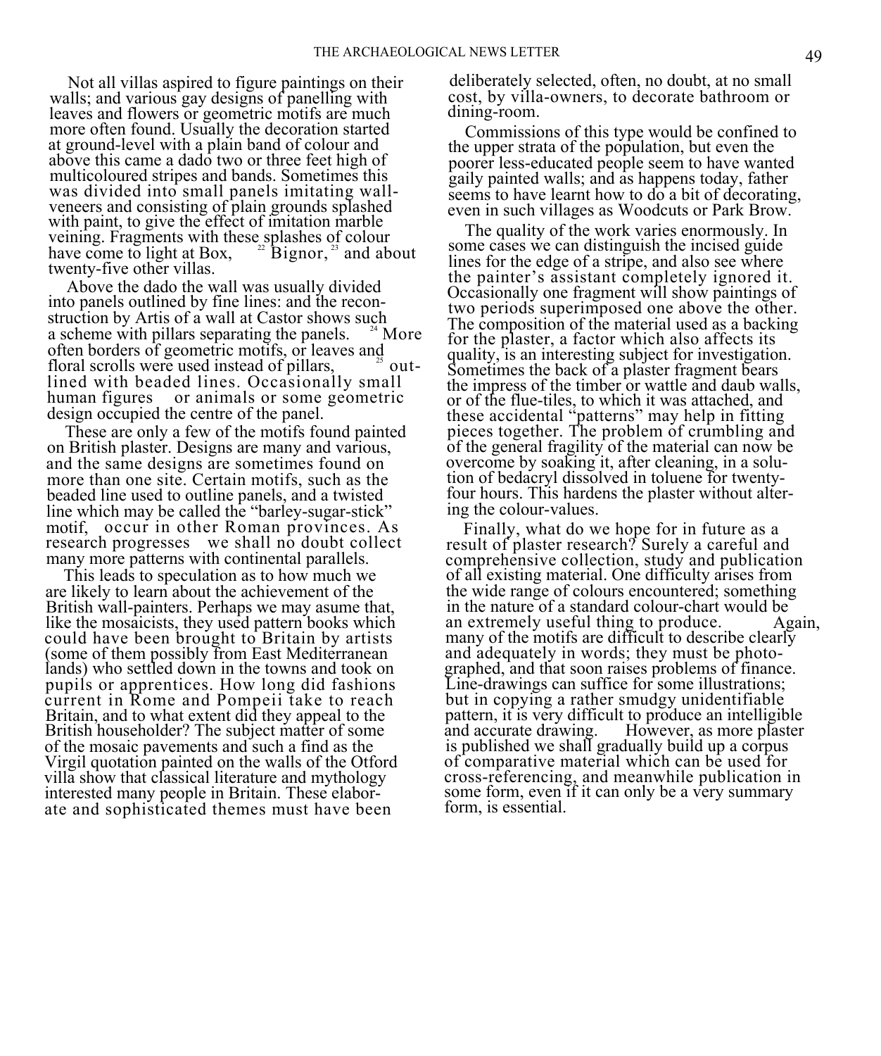Not all villas aspired to figure paintings on their walls; and various gay designs of panelling with leaves and flowers or geometric motifs are much more often found. Usually the decoration started at ground-level with a plain band of colour and above this came a dado two or three feet high of multicoloured stripes and bands. Sometimes this was divided into small panels imitating wall-veneers and consisting of plain grounds splashed with paint, to give the effect of imitation marble veining. Fragments with these splashes of colour have come to light at Box, [22] Bignor, [23] and about twenty-five other villas.

Above the dado the wall was usually divided into panels outlined by fine lines: and the reconstruction by Artis of a wall at Castor shows such a scheme with pillars separating the panels. [24] More often borders of geometric motifs, or leaves and floral scrolls were used instead of pillars, [25] outlined with beaded lines. Occasionally small human figures or animals or some geometric design occupied the centre of the panel.

These are only a few of the motifs found painted on British plaster. Designs are many and various, and the same designs are sometimes found on more than one site. Certain motifs, such as the beaded line used to outline panels, and a twisted line which may be called the "barley-sugar-stick" motif, occur in other Roman provinces. As research progresses we shall no doubt collect many more patterns with continental parallels.

This leads to speculation as to how much we are likely to learn about the achievement of the British wall-painters. Perhaps we may asume that, like the mosaicists, they used pattern books which could have been brought to Britain by artists (some of them possibly from East Mediterranean lands) who settled down in the towns and took on pupils or apprentices. How long did fashions current in Rome and Pompeii take to reach Britain, and to what extent did they appeal to the British householder? The subject matter of some of the mosaic pavements and such a find as the Virgil quotation painted on the walls of the Otford villa show that classical literature and mythology interested many people in Britain. These elaborate and sophisticated themes must have been deliberately selected, often, no doubt, at no small cost, by villa-owners, to decorate bathroom or dining-room.

Commissions of this type would be confined to the upper strata of the population, but even the poorer less-educated people seem to have wanted gaily painted walls; and as happens today, father seems to have learnt how to do a bit of decorating, even in such villages as Woodcuts or Park Brow.

The quality of the work varies enormously. In some cases we can distinguish the incised guide lines for the edge of a stripe, and also see where the painter's assistant completely ignored it. Occasionally one fragment will show paintings of two periods superimposed one above the other. The composition of the material used as a backing for the plaster, a factor which also affects its quality, is an interesting subject for investigation. Sometimes the back of a plaster fragment bears the impress of the timber or wattle and daub walls, or of the flue-tiles, to which it was attached, and these accidental "patterns" may help in fitting pieces together. The problem of crumbling and of the general fragility of the material can now be overcome by soaking it, after cleaning, in a solution of bedacryl dissolved in toluene for twenty-four hours. This hardens the plaster without altering the colour-values.

Finally, what do we hope for in future as a result of plaster research? Surely a careful and comprehensive collection, study and publication of all existing material. One difficulty arises from the wide range of colours encountered; something in the nature of a standard colour-chart would be an extremely useful thing to produce. Again, many of the motifs are difficult to describe clearly and adequately in words; they must be photographed, and that soon raises problems of finance. Line-drawings can suffice for some illustrations; but in copying a rather smudgy unidentifiable pattern, it is very difficult to produce an intelligible and accurate drawing. However, as more plaster is published we shall gradually build up a corpus of comparative material which can be used for cross-referencing, and meanwhile publication in some form, even if it can only be a very summary form, is essential.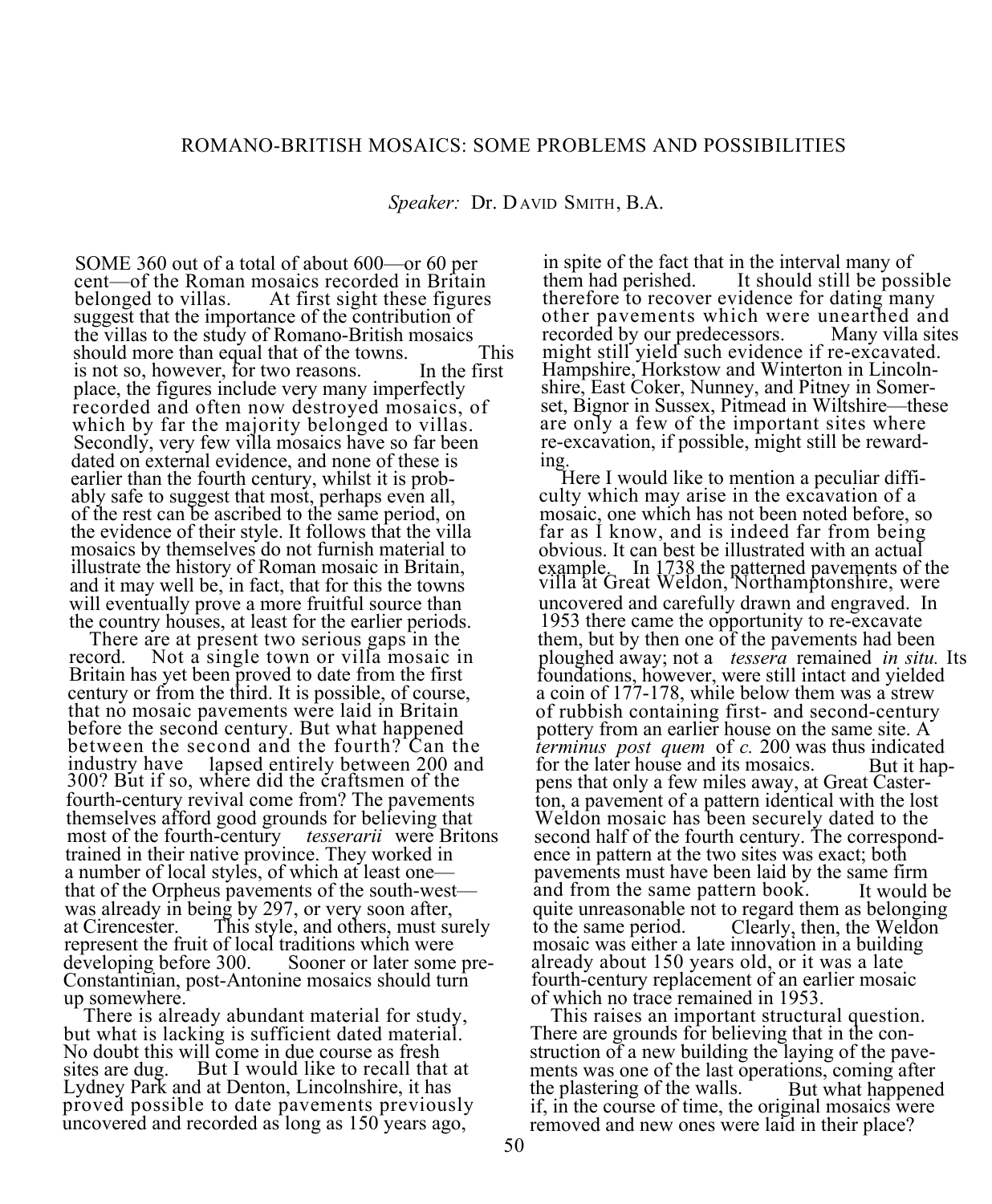## ROMANO-BRITISH MOSAICS: SOME PROBLEMS AND POSSIBILITIES

*Speaker:* Dr. DAVID SMITH, B.A.

SOME 360 out of a total of about 600—or 60 per cent—of the Roman mosaics recorded in Britain belonged to villas. At first sight these figures suggest that the importance of the contribution of the villas to the study of Romano-British mosaics should more than equal that of the towns. This is not so, however, for two reasons. In the first place, the figures include very many imperfectly recorded and often now destroyed mosaics, of which by far the majority belonged to villas. Secondly, very few villa mosaics have so far been dated on external evidence, and none of these is earlier than the fourth century, whilst it is probably safe to suggest that most, perhaps even all, of the rest can be ascribed to the same period, on the evidence of their style. It follows that the villa mosaics by themselves do not furnish material to illustrate the history of Roman mosaic in Britain, and it may well be, in fact, that for this the towns will eventually prove a more fruitful source than the country houses, at least for the earlier periods.

There are at present two serious gaps in the record. Not a single town or villa mosaic in Britain has yet been proved to date from the first century or from the third. It is possible, of course, that no mosaic pavements were laid in Britain before the second century. But what happened between the second and the fourth? Can the industry have lapsed entirely between 200 and 300? But if so, where did the craftsmen of the fourth-century revival come from? The pavements themselves afford good grounds for believing that most of the fourth-century *tesserarii* were Britons trained in their native province. They worked in a number of local styles, of which at least one—that of the Orpheus pavements of the south-west—was already in being by 297, or very soon after, at Cirencester. This style, and others, must surely represent the fruit of local traditions which were developing before 300. Sooner or later some pre-Constantinian, post-Antonine mosaics should turn up somewhere.

There is already abundant material for study, but what is lacking is sufficient dated material. No doubt this will come in due course as fresh sites are dug. But I would like to recall that at Lydney Park and at Denton, Lincolnshire, it has proved possible to date pavements previously uncovered and recorded as long as 150 years ago, in spite of the fact that in the interval many of them had perished. It should still be possible therefore to recover evidence for dating many other pavements which were unearthed and recorded by our predecessors. Many villa sites might still yield such evidence if re-excavated. Hampshire, Horkstow and Winterton in Lincolnshire, East Coker, Nunney, and Pitney in Somerset, Bignor in Sussex, Pitmead in Wiltshire—these are only a few of the important sites where re-excavation, if possible, might still be rewarding.

Here I would like to mention a peculiar difficulty which may arise in the excavation of a mosaic, one which has not been noted before, so far as I know, and is indeed far from being obvious. It can best be illustrated with an actual example. In 1738 the patterned pavements of the villa at Great Weldon, Northamptonshire, were uncovered and carefully drawn and engraved. In 1953 there came the opportunity to re-excavate them, but by then one of the pavements had been ploughed away; not a *tessera* remained *in situ.* Its foundations, however, were still intact and yielded a coin of 177-178, while below them was a strew of rubbish containing first- and second-century pottery from an earlier house on the same site. A *terminus post quem* of *c.* 200 was thus indicated for the later house and its mosaics. But it happens that only a few miles away, at Great Casterton, a pavement of a pattern identical with the lost Weldon mosaic has been securely dated to the second half of the fourth century. The correspondence in pattern at the two sites was exact; both pavements must have been laid by the same firm and from the same pattern book. It would be quite unreasonable not to regard them as belonging to the same period. Clearly, then, the Weldon mosaic was either a late innovation in a building already about 150 years old, or it was a late fourth-century replacement of an earlier mosaic of which no trace remained in 1953.

This raises an important structural question. There are grounds for believing that in the construction of a new building the laying of the pavements was one of the last operations, coming after the plastering of the walls. But what happened if, in the course of time, the original mosaics were removed and new ones were laid in their place?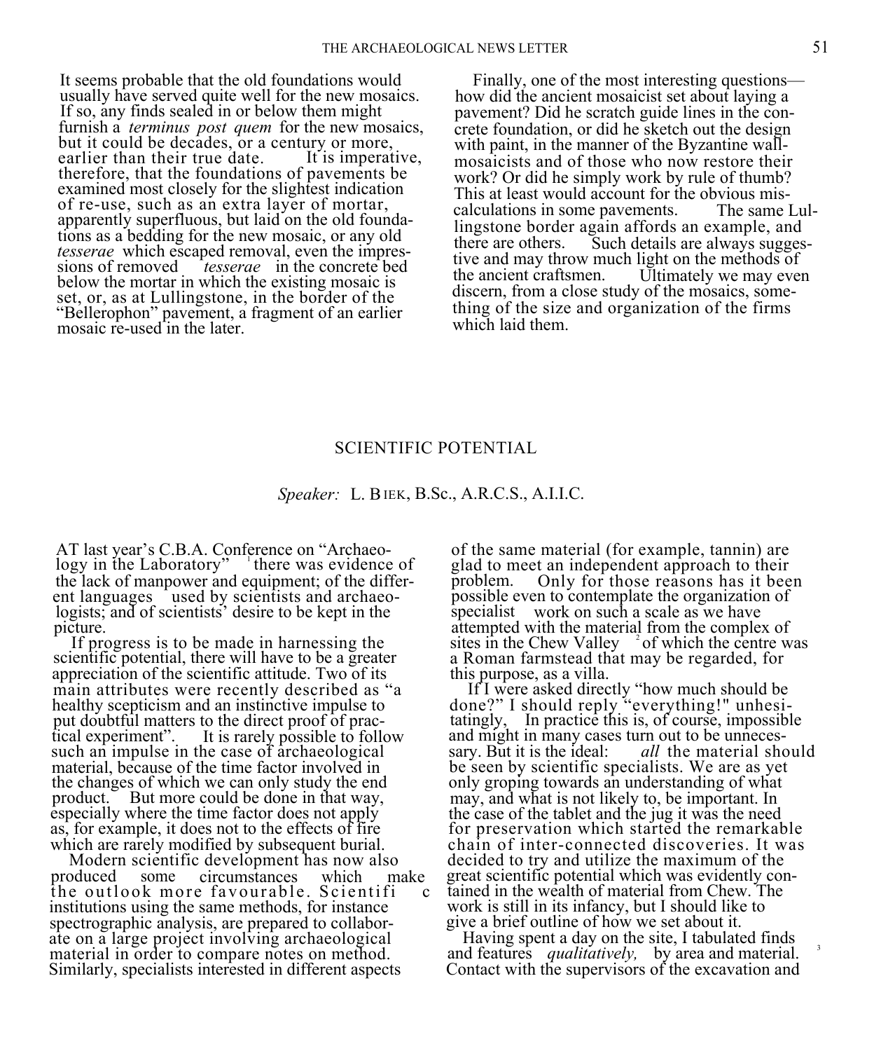It seems probable that the old foundations would usually have served quite well for the new mosaics. If so, any finds sealed in or below them might furnish a *terminus post quem* for the new mosaics, but it could be decades, or a century or more, earlier than their true date. It is imperative, therefore, that the foundations of pavements be examined most closely for the slightest indication of re-use, such as an extra layer of mortar, apparently superfluous, but laid on the old foundations as a bedding for the new mosaic, or any old *tesserae* which escaped removal, even the impressions of removed *tesserae* in the concrete bed below the mortar in which the existing mosaic is set, or, as at Lullingstone, in the border of the "Bellerophon" pavement, a fragment of an earlier mosaic re-used in the later.

Finally, one of the most interesting questions—how did the ancient mosaicist set about laying a pavement? Did he scratch guide lines in the concrete foundation, or did he sketch out the design with paint, in the manner of the Byzantine wall-mosaicists and of those who now restore their work? Or did he simply work by rule of thumb? This at least would account for the obvious miscalculations in some pavements. The same Lullingstone border again affords an example, and there are others. Such details are always suggestive and may throw much light on the methods of the ancient craftsmen. Ultimately we may even discern, from a close study of the mosaics, something of the size and organization of the firms which laid them.

## SCIENTIFIC POTENTIAL

*Speaker:* L. BIEK, B.Sc., A.R.C.S., A.I.I.C.

AT last year's C.B.A. Conference on "Archaeology in the Laboratory" [1] there was evidence of the lack of manpower and equipment; of the different languages used by scientists and archaeologists; and of scientists' desire to be kept in the picture.

If progress is to be made in harnessing the scientific potential, there will have to be a greater appreciation of the scientific attitude. Two of its main attributes were recently described as "a healthy scepticism and an instinctive impulse to put doubtful matters to the direct proof of practical experiment". It is rarely possible to follow such an impulse in the case of archaeological material, because of the time factor involved in the changes of which we can only study the end product. But more could be done in that way, especially where the time factor does not apply as, for example, it does not to the effects of fire which are rarely modified by subsequent burial.

Modern scientific development has now also produced some circumstances which make the outlook more favourable. Scientific institutions using the same methods, for instance spectrographic analysis, are prepared to collaborate on a large project involving archaeological material in order to compare notes on method. Similarly, specialists interested in different aspects of the same material (for example, tannin) are glad to meet an independent approach to their problem. Only for those reasons has it been possible even to contemplate the organization of specialist work on such a scale as we have attempted with the material from the complex of sites in the Chew Valley [2] of which the centre was a Roman farmstead that may be regarded, for this purpose, as a villa.

If I were asked directly "how much should be done?" I should reply "everything!" unhesitatingly, In practice this is, of course, impossible and might in many cases turn out to be unnecessary. But it is the ideal: *all* the material should be seen by scientific specialists. We are as yet only groping towards an understanding of what may, and what is not likely to, be important. In the case of the tablet and the jug it was the need for preservation which started the remarkable chain of inter-connected discoveries. It was decided to try and utilize the maximum of the great scientific potential which was evidently contained in the wealth of material from Chew. The work is still in its infancy, but I should like to give a brief outline of how we set about it.

Having spent a day on the site, I tabulated finds and features *qualitatively,* by area and material.[3] Contact with the supervisors of the excavation and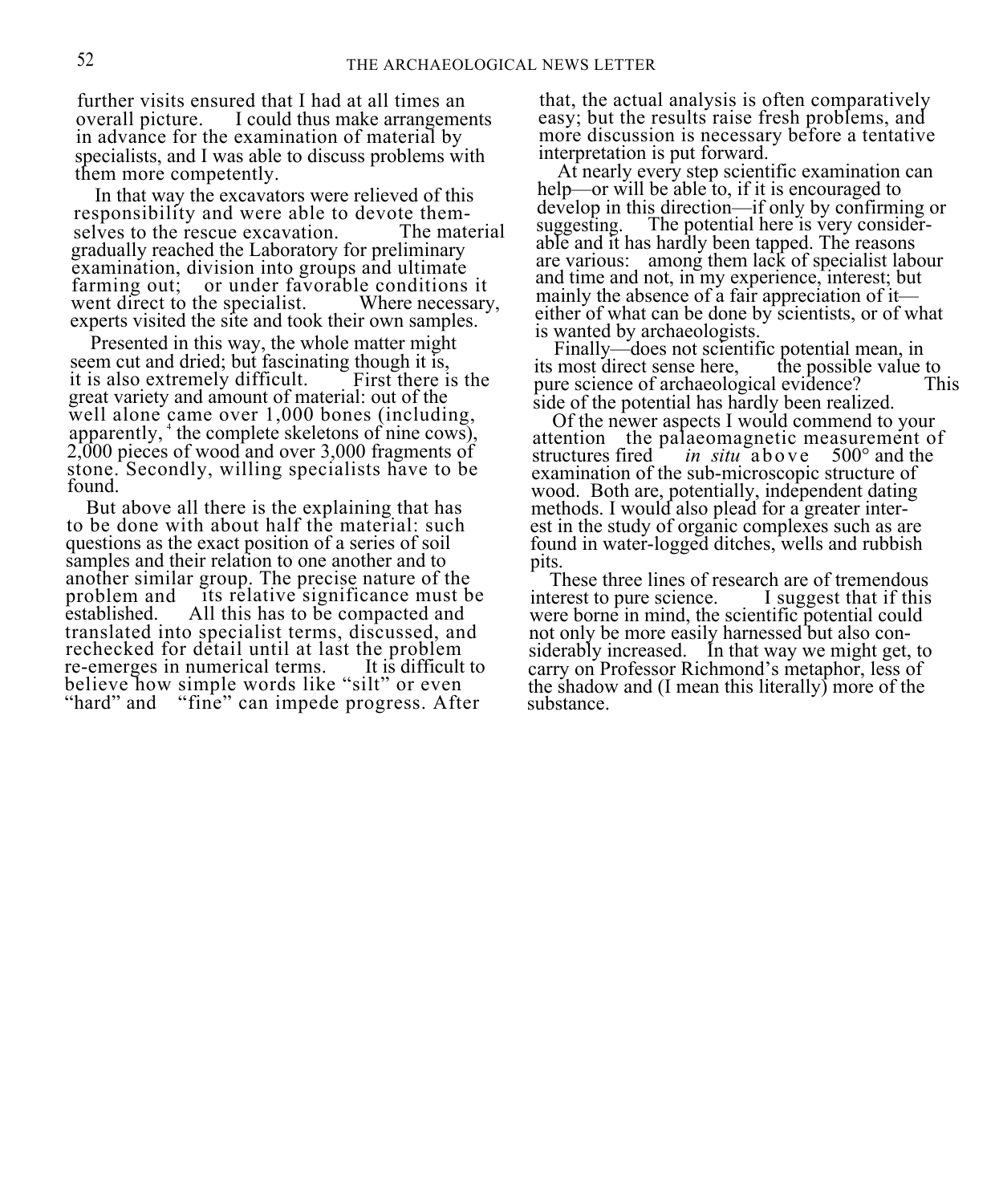further visits ensured that I had at all times an overall picture. I could thus make arrangements in advance for the examination of material by specialists, and I was able to discuss problems with them more competently.

In that way the excavators were relieved of this responsibility and were able to devote themselves to the rescue excavation. The material gradually reached the Laboratory for preliminary examination, division into groups and ultimate farming out; or under favorable conditions it went direct to the specialist. Where necessary, experts visited the site and took their own samples.

Presented in this way, the whole matter might seem cut and dried; but fascinating though it is, it is also extremely difficult. First there is the great variety and amount of material: out of the well alone came over 1,000 bones (including, apparently,[4] the complete skeletons of nine cows), 2,000 pieces of wood and over 3,000 fragments of stone. Secondly, willing specialists have to be found.

But above all there is the explaining that has to be done with about half the material: such questions as the exact position of a series of soil samples and their relation to one another and to another similar group. The precise nature of the problem and its relative significance must be established. All this has to be compacted and translated into specialist terms, discussed, and rechecked for detail until at last the problem re-emerges in numerical terms. It is difficult to believe how simple words like "silt" or even "hard" and "fine" can impede progress. After that, the actual analysis is often comparatively easy; but the results raise fresh problems, and more discussion is necessary before a tentative interpretation is put forward.

At nearly every step scientific examination can help—or will be able to, if it is encouraged to develop in this direction—if only by confirming or suggesting. The potential here is very considerable and it has hardly been tapped. The reasons are various: among them lack of specialist labour and time and not, in my experience, interest; but mainly the absence of a fair appreciation of it—either of what can be done by scientists, or of what is wanted by archaeologists.

Finally—does not scientific potential mean, in its most direct sense here, the possible value to pure science of archaeological evidence? This side of the potential has hardly been realized.

Of the newer aspects I would commend to your attention the palaeomagnetic measurement of structures fired *in situ* above 500° and the examination of the sub-microscopic structure of wood. Both are, potentially, independent dating methods. I would also plead for a greater interest in the study of organic complexes such as are found in water-logged ditches, wells and rubbish pits.

These three lines of research are of tremendous interest to pure science. I suggest that if this were borne in mind, the scientific potential could not only be more easily harnessed but also considerably increased. In that way we might get, to carry on Professor Richmond's metaphor, less of the shadow and (I mean this literally) more of the substance.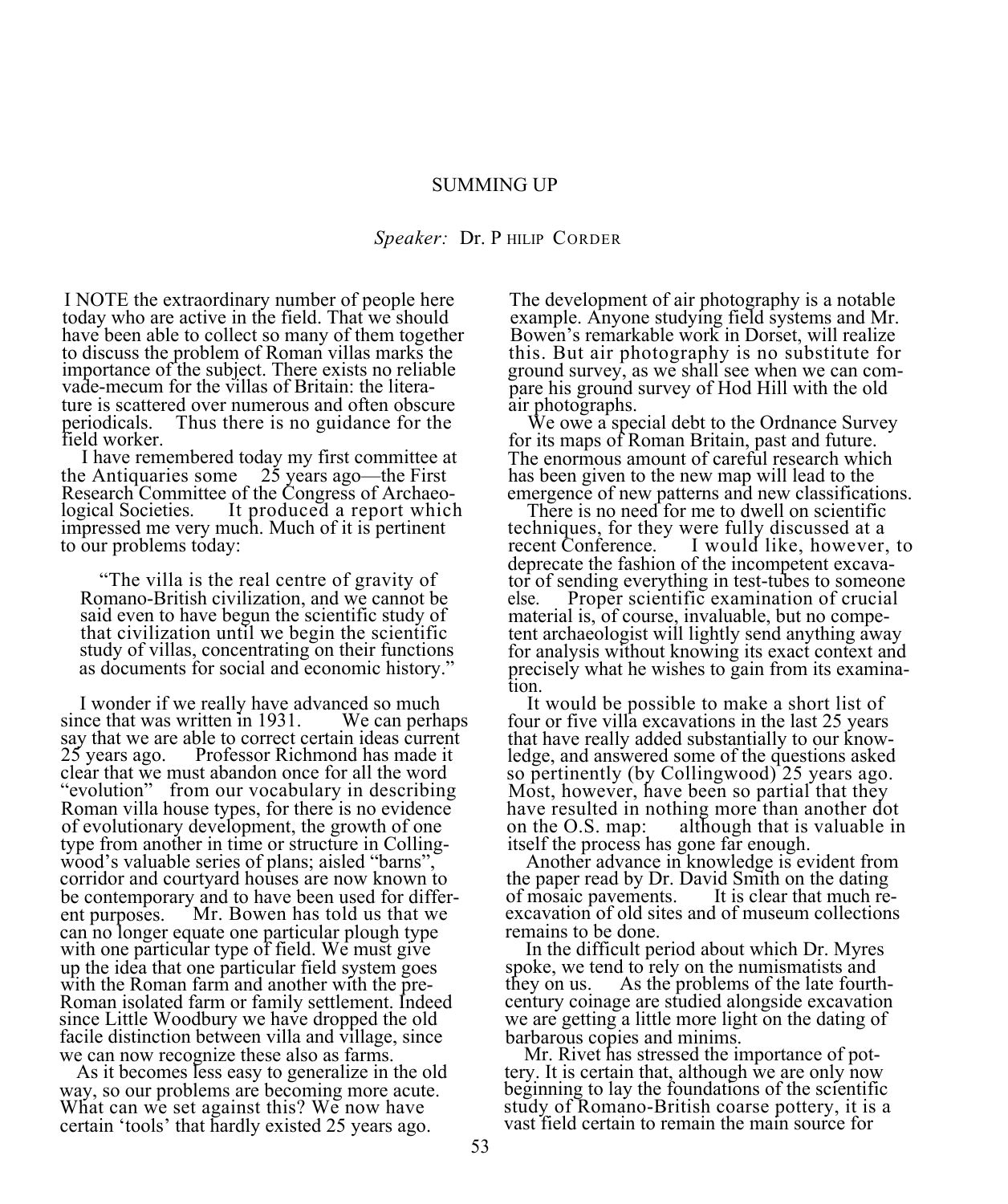## SUMMING UP

*Speaker:* Dr. PHILIP CORDER

I NOTE the extraordinary number of people here today who are active in the field. That we should have been able to collect so many of them together to discuss the problem of Roman villas marks the importance of the subject. There exists no reliable vade-mecum for the villas of Britain: the literature is scattered over numerous and often obscure periodicals. Thus there is no guidance for the field worker.

I have remembered today my first committee at the Antiquaries some 25 years ago—the First Research Committee of the Congress of Archaeological Societies. It produced a report which impressed me very much. Much of it is pertinent to our problems today:

> "The villa is the real centre of gravity of Romano-British civilization, and we cannot be said even to have begun the scientific study of that civilization until we begin the scientific study of villas, concentrating on their functions as documents for social and economic history."

I wonder if we really have advanced so much since that was written in 1931. We can perhaps say that we are able to correct certain ideas current 25 years ago. Professor Richmond has made it clear that we must abandon once for all the word "evolution" from our vocabulary in describing Roman villa house types, for there is no evidence of evolutionary development, the growth of one type from another in time or structure in Collingwood's valuable series of plans; aisled "barns", corridor and courtyard houses are now known to be contemporary and to have been used for different purposes. Mr. Bowen has told us that we can no longer equate one particular plough type with one particular type of field. We must give up the idea that one particular field system goes with the Roman farm and another with the pre-Roman isolated farm or family settlement. Indeed since Little Woodbury we have dropped the old facile distinction between villa and village, since we can now recognize these also as farms.

As it becomes less easy to generalize in the old way, so our problems are becoming more acute. What can we set against this? We now have certain 'tools' that hardly existed 25 years ago. The development of air photography is a notable example. Anyone studying field systems and Mr. Bowen's remarkable work in Dorset, will realize this. But air photography is no substitute for ground survey, as we shall see when we can compare his ground survey of Hod Hill with the old air photographs.

We owe a special debt to the Ordnance Survey for its maps of Roman Britain, past and future. The enormous amount of careful research which has been given to the new map will lead to the emergence of new patterns and new classifications.

There is no need for me to dwell on scientific techniques, for they were fully discussed at a recent Conference. I would like, however, to deprecate the fashion of the incompetent excavator of sending everything in test-tubes to someone else. Proper scientific examination of crucial material is, of course, invaluable, but no competent archaeologist will lightly send anything away for analysis without knowing its exact context and precisely what he wishes to gain from its examination.

It would be possible to make a short list of four or five villa excavations in the last 25 years that have really added substantially to our knowledge, and answered some of the questions asked so pertinently (by Collingwood) 25 years ago. Most, however, have been so partial that they have resulted in nothing more than another dot on the O.S. map: although that is valuable in itself the process has gone far enough.

Another advance in knowledge is evident from the paper read by Dr. David Smith on the dating of mosaic pavements. It is clear that much re-excavation of old sites and of museum collections remains to be done.

In the difficult period about which Dr. Myres spoke, we tend to rely on the numismatists and they on us. As the problems of the late fourth-century coinage are studied alongside excavation we are getting a little more light on the dating of barbarous copies and minims.

Mr. Rivet has stressed the importance of pottery. It is certain that, although we are only now beginning to lay the foundations of the scientific study of Romano-British coarse pottery, it is a vast field certain to remain the main source for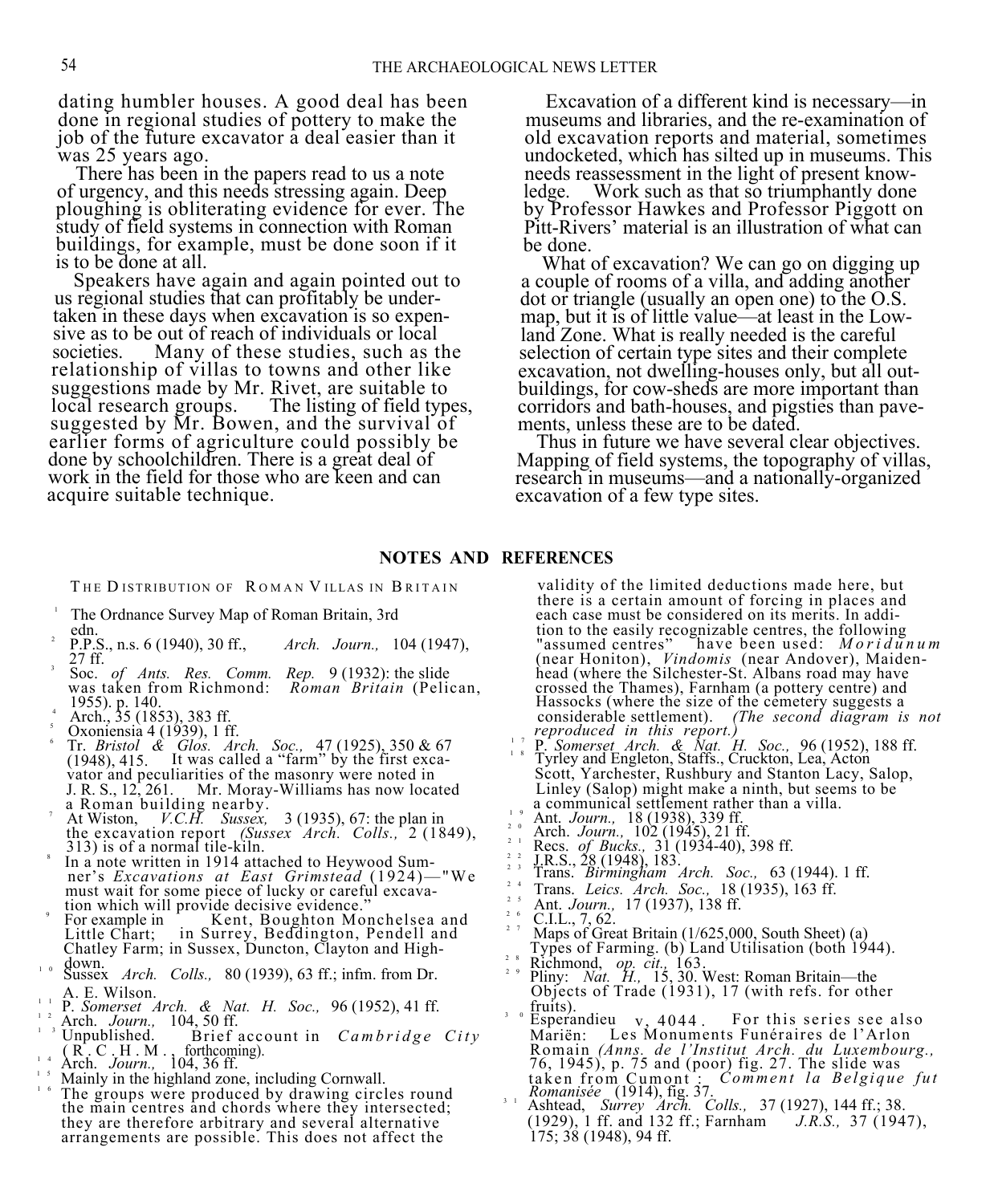dating humbler houses. A good deal has been done in regional studies of pottery to make the job of the future excavator a deal easier than it was 25 years ago.

There has been in the papers read to us a note of urgency, and this needs stressing again. Deep ploughing is obliterating evidence for ever. The study of field systems in connection with Roman buildings, for example, must be done soon if it is to be done at all.

Speakers have again and again pointed out to us regional studies that can profitably be undertaken in these days when excavation is so expensive as to be out of reach of individuals or local societies. Many of these studies, such as the relationship of villas to towns and other like suggestions made by Mr. Rivet, are suitable to local research groups. The listing of field types, suggested by Mr. Bowen, and the survival of earlier forms of agriculture could possibly be done by schoolchildren. There is a great deal of work in the field for those who are keen and can acquire suitable technique.

Excavation of a different kind is necessary—in museums and libraries, and the re-examination of old excavation reports and material, sometimes undocketed, which has silted up in museums. This needs reassessment in the light of present knowledge. Work such as that so triumphantly done by Professor Hawkes and Professor Piggott on Pitt-Rivers' material is an illustration of what can be done.

What of excavation? We can go on digging up a couple of rooms of a villa, and adding another dot or triangle (usually an open one) to the O.S. map, but it is of little value—at least in the Lowland Zone. What is really needed is the careful selection of certain type sites and their complete excavation, not dwelling-houses only, but all outbuildings, for cow-sheds are more important than corridors and bath-houses, and pigsties than pavements, unless these are to be dated.

Thus in future we have several clear objectives. Mapping of field systems, the topography of villas, research in museums—and a nationally-organized excavation of a few type sites.

## NOTES AND REFERENCES

### THE DISTRIBUTION OF ROMAN VILLAS IN BRITAIN

1. The Ordnance Survey Map of Roman Britain, 3rd edn.
2. P.P.S., n.s. 6 (1940), 30 ff., *Arch. Journ.,* 104 (1947), 27 ff.
3. Soc. *of Ants. Res. Comm. Rep.* 9 (1932): the slide was taken from Richmond: *Roman Britain* (Pelican, 1955). p. 140.
4. Arch., 35 (1853), 383 ff.
5. Oxoniensia 4 (1939), 1 ff.
6. Tr. *Bristol & Glos. Arch. Soc.,* 47 (1925), 350 & 67 (1948), 415. It was called a "farm" by the first excavator and peculiarities of the masonry were noted in J. R. S., 12, 261. Mr. Moray-Williams has now located a Roman building nearby.
7. At Wiston, *V.C.H. Sussex,* 3 (1935), 67: the plan in the excavation report *(Sussex Arch. Colls.,* 2 (1849), 313) is of a normal tile-kiln.
8. In a note written in 1914 attached to Heywood Sumner's *Excavations at East Grimstead* (1924)—"We must wait for some piece of lucky or careful excavation which will provide decisive evidence."
9. For example in Kent, Boughton Monchelsea and Little Chart; in Surrey, Beddington, Pendell and Chatley Farm; in Sussex, Duncton, Clayton and Highdown.
10. Sussex *Arch. Colls.,* 80 (1939), 63 ff.; infm. from Dr. A. E. Wilson.
11. P. *Somerset Arch. & Nat. H. Soc.,* 96 (1952), 41 ff.
12. Arch. *Journ.,* 104, 50 ff.
13. Unpublished. Brief account in *Cambridge City* (R. C. H. M., forthcoming).
14. Arch. *Journ.,* 104, 36 ff.
15. Mainly in the highland zone, including Cornwall.
16. The groups were produced by drawing circles round the main centres and chords where they intersected; they are therefore arbitrary and several alternative arrangements are possible. This does not affect the validity of the limited deductions made here, but there is a certain amount of forcing in places and each case must be considered on its merits. In addition to the easily recognizable centres, the following "assumed centres" have been used: *Moridunum* (near Honiton), *Vindomis* (near Andover), Maidenhead (where the Silchester-St. Albans road may have crossed the Thames), Farnham (a pottery centre) and Hassocks (where the size of the cemetery suggests a considerable settlement). *(The second diagram is not reproduced in this report.)*
17. P. *Somerset Arch. & Nat. H. Soc.,* 96 (1952), 188 ff.
18. Tyrley and Engleton, Staffs., Cruckton, Lea, Acton Scott, Yarchester, Rushbury and Stanton Lacy, Salop, Linley (Salop) might make a ninth, but seems to be a communical settlement rather than a villa.
19. Ant. *Journ.,* 18 (1938), 339 ff.
20. Arch. *Journ.,* 102 (1945), 21 ff.
21. Recs. *of Bucks.,* 31 (1934-40), 398 ff.
22. J.R.S., 28 (1948), 183.
23. Trans. *Birmingham Arch. Soc.,* 63 (1944). 1 ff.
24. Trans. *Leics. Arch. Soc.,* 18 (1935), 163 ff.
25. Ant. *Journ.,* 17 (1937), 138 ff.
26. C.I.L., 7, 62.
27. Maps of Great Britain (1/625,000, South Sheet) (a) Types of Farming. (b) Land Utilisation (both 1944).
28. Richmond, *op. cit.,* 163.
29. Pliny: *Nat. H.,* 15, 30. West: Roman Britain—the Objects of Trade (1931), 17 (with refs. for other fruits).
30. Esperandieu v, 4044. For this series see also Mariën: Les Monuments Funéraires de l'Arlon Romain *(Anns. de l'Institut Arch. du Luxembourg.,* 76, 1945), p. 75 and (poor) fig. 27. The slide was taken from Cumont: *Comment la Belgique fut Romanisée* (1914), fig. 37.
31. Ashtead, *Surrey Arch. Colls.,* 37 (1927), 144 ff.; 38. (1929), 1 ff. and 132 ff.; Farnham *J.R.S.,* 37 (1947), 175; 38 (1948), 94 ff.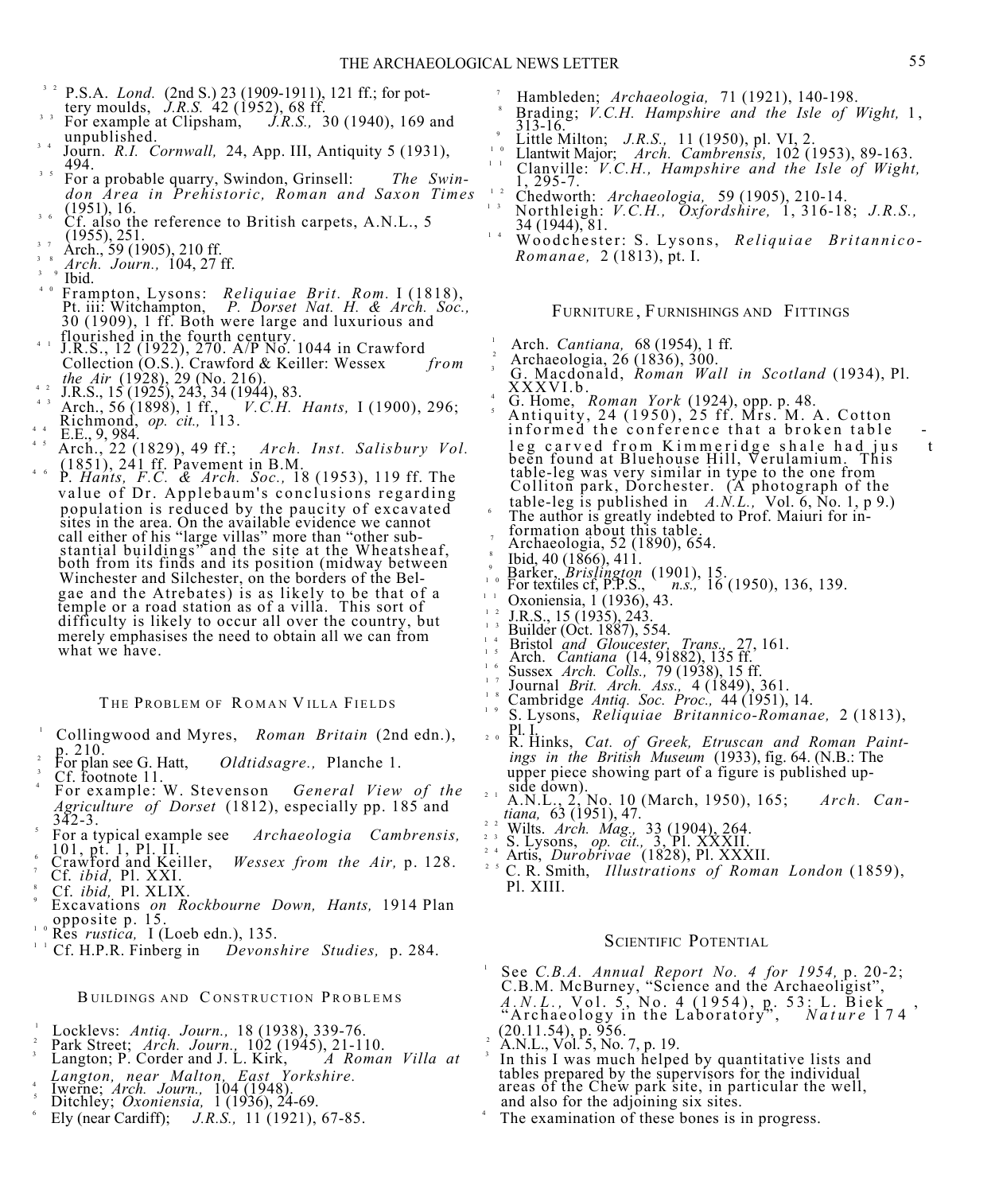32 P.S.A. *Lond.* (2nd S.) 23 (1909-1911), 121 ff.; for pottery moulds, *J.R.S.* 42 (1952), 68 ff.

33 For example at Clipsham, *J.R.S.,* 30 (1940), 169 and unpublished.

34 Journ. *R.I. Cornwall,* 24, App. III, Antiquity 5 (1931), 494.

35 For a probable quarry, Swindon, Grinsell: *The Swindon Area in Prehistoric, Roman and Saxon Times* (1951), 16.

36 Cf. also the reference to British carpets, A.N.L., 5 (1955), 251.

37 Arch., 59 (1905), 210 ff.

38 *Arch. Journ.,* 104, 27 ff.

39 Ibid.

40 Frampton, Lysons: *Reliquiae Brit. Rom.* I (1818), Pt. iii: Witchampton, *P. Dorset Nat. H. & Arch. Soc.,* 30 (1909), 1 ff. Both were large and luxurious and flourished in the fourth century.

41 J.R.S., 12 (1922), 270. A/P No. 1044 in Crawford Collection (O.S.). Crawford & Keiller: Wessex *from the Air* (1928), 29 (No. 216).

42 J.R.S., 15 (1925), 243, 34 (1944), 83.

43 Arch., 56 (1898), 1 ff., *V.C.H. Hants,* I (1900), 296; Richmond, *op. cit.,* 113.

44 E.E., 9, 984.

45 Arch., 22 (1829), 49 ff.; *Arch. Inst. Salisbury Vol.* (1851), 241 ff. Pavement in B.M.

46 P. *Hants, F.C. & Arch. Soc.,* 18 (1953), 119 ff. The value of Dr. Applebaum's conclusions regarding population is reduced by the paucity of excavated sites in the area. On the available evidence we cannot call either of his "large villas" more than "other substantial buildings" and the site at the Wheatsheaf, both from its finds and its position (midway between Winchester and Silchester, on the borders of the Belgae and the Atrebates) is as likely to be that of a temple or a road station as of a villa. This sort of difficulty is likely to occur all over the country, but merely emphasises the need to obtain all we can from what we have.

## The Problem of Roman Villa Fields

1 Collingwood and Myres, *Roman Britain* (2nd edn.), p. 210.

2 For plan see G. Hatt, *Oldtidsagre.,* Planche 1.

3 Cf. footnote 11.

4 For example: W. Stevenson *General View of the Agriculture of Dorset* (1812), especially pp. 185 and 342-3.

5 For a typical example see *Archaeologia Cambrensis,* 101, pt. 1, Pl. II.

6 Crawford and Keiller, *Wessex from the Air,* p. 128.

7 Cf. *ibid,* Pl. XXI.

8 Cf. *ibid,* Pl. XLIX.

9 Excavations *on Rockbourne Down, Hants,* 1914 Plan opposite p. 15.

10 Res *rustica,* I (Loeb edn.), 135.

11 Cf. H.P.R. Finberg in *Devonshire Studies,* p. 284.

## Buildings and Construction Problems

1 Locklevs: *Antiq. Journ.,* 18 (1938), 339-76.

2 Park Street; *Arch. Journ.,* 102 (1945), 21-110.

3 Langton; P. Corder and J. L. Kirk, *A Roman Villa at Langton, near Malton, East Yorkshire.*

4 Iwerne; *Arch. Journ.,* 104 (1948).

5 Ditchley; *Oxoniensia,* 1 (1936), 24-69.

6 Ely (near Cardiff); *J.R.S.,* 11 (1921), 67-85.

7 Hambleden; *Archaeologia,* 71 (1921), 140-198.

8 Brading; *V.C.H. Hampshire and the Isle of Wight,* 1, 313-16.

9 Little Milton; *J.R.S.,* 11 (1950), pl. VI, 2.

10 Llantwit Major; *Arch. Cambrensis,* 102 (1953), 89-163.

11 Clanville: *V.C.H., Hampshire and the Isle of Wight,* 1, 295-7.

12 Chedworth: *Archaeologia,* 59 (1905), 210-14.

13 Northleigh: *V.C.H., Oxfordshire,* 1, 316-18; *J.R.S.,* 34 (1944), 81.

14 Woodchester: S. Lysons, *Reliquiae Britannico-Romanae,* 2 (1813), pt. I.

## Furniture, Furnishings and Fittings

1 Arch. *Cantiana,* 68 (1954), 1 ff.

2 Archaeologia, 26 (1836), 300.

3 G. Macdonald, *Roman Wall in Scotland* (1934), Pl. XXXVI.b.

4 G. Home, *Roman York* (1924), opp. p. 48.

5 Antiquity, 24 (1950), 25 ff. Mrs. M. A. Cotton informed the conference that a broken table-leg carved from Kimmeridge shale had just been found at Bluehouse Hill, Verulamium. This table-leg was very similar in type to the one from Colliton park, Dorchester. (A photograph of the table-leg is published in *A.N.L.,* Vol. 6, No. 1, p 9.)

6 The author is greatly indebted to Prof. Maiuri for information about this table.

7 Archaeologia, 52 (1890), 654.

8 Ibid, 40 (1866), 411.

9 Barker, *Brislington* (1901), 15.

10 For textiles cf, P.P.S., *n.s.,* 16 (1950), 136, 139.

11 Oxoniensia, 1 (1936), 43.

12 J.R.S., 15 (1935), 243.

13 Builder (Oct. 1887), 554.

14 Bristol *and Gloucester, Trans.,* 27, 161.

15 Arch. *Cantiana* (14, 91882), 135 ff.

16 Sussex *Arch. Colls.,* 79 (1938), 15 ff.

17 Journal *Brit. Arch. Ass.,* 4 (1849), 361.

18 Cambridge *Antiq. Soc. Proc.,* 44 (1951), 14.

19 S. Lysons, *Reliquiae Britannico-Romanae,* 2 (1813), Pl. I.

20 R. Hinks, *Cat. of Greek, Etruscan and Roman Paintings in the British Museum* (1933), fig. 64. (N.B.: The upper piece showing part of a figure is published upside down).

21 A.N.L., 2, No. 10 (March, 1950), 165; *Arch. Cantiana,* 63 (1951), 47.

22 Wilts. *Arch. Mag.,* 33 (1904), 264.

23 S. Lysons, *op. cit.,* 3, Pl. XXXII.

24 Artis, *Durobrivae* (1828), Pl. XXXII.

25 C. R. Smith, *Illustrations of Roman London* (1859), Pl. XIII.

## Scientific Potential

1 See *C.B.A. Annual Report No. 4 for 1954,* p. 20-2; C.B.M. McBurney, "Science and the Archaeoligist", *A.N.L.,* Vol. 5, No. 4 (1954), p. 53; L. Biek, "Archaeology in the Laboratory", *Nature* 174 (20.11.54), p. 956.

2 A.N.L., Vol. 5, No. 7, p. 19.

3 In this I was much helped by quantitative lists and tables prepared by the supervisors for the individual areas of the Chew park site, in particular the well, and also for the adjoining six sites.

4 The examination of these bones is in progress.